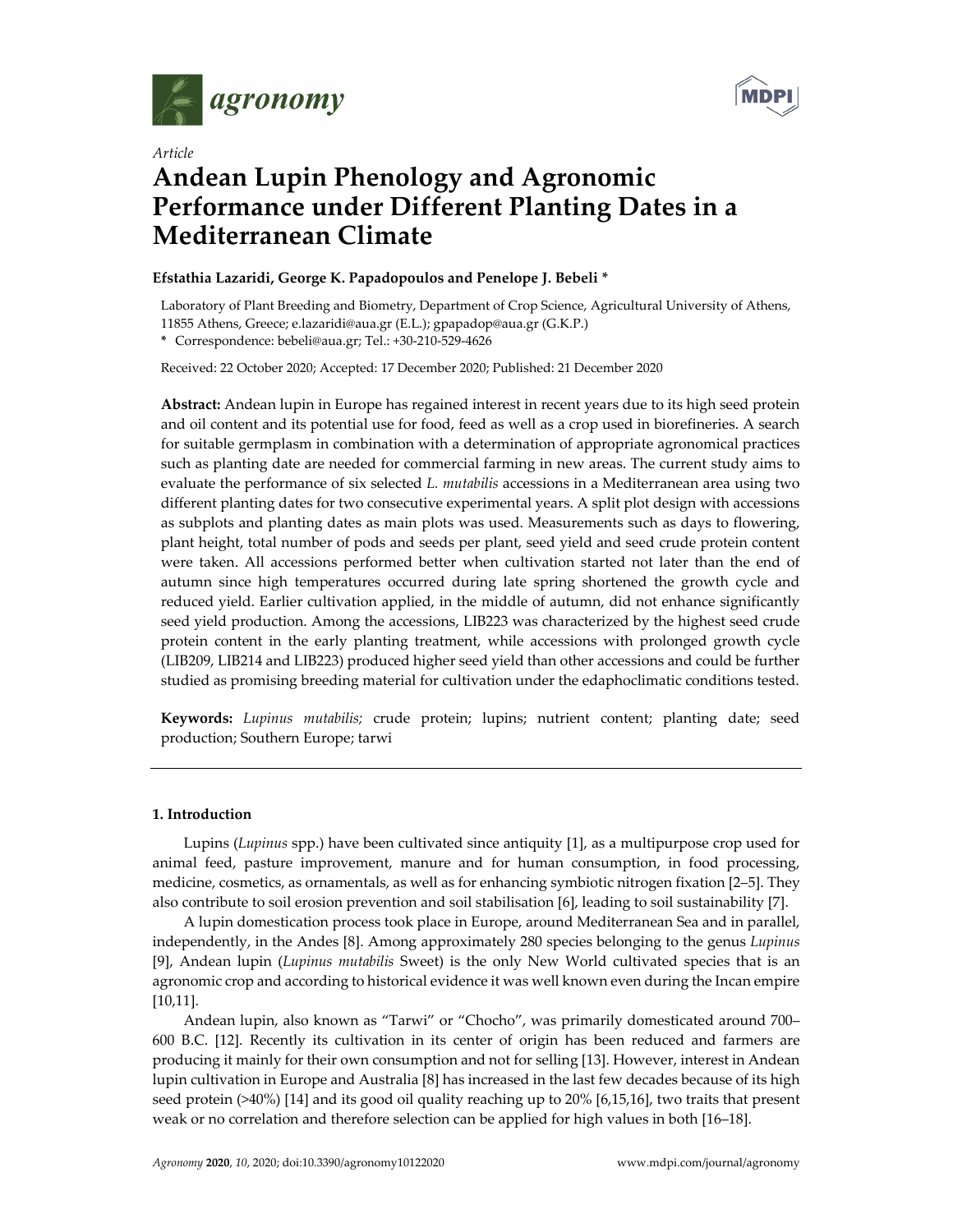*Article*

# Andean Lupin Phenology and Agronomic Performance under Different Planting Dates in a Mediterranean Climate

**Efstathia Lazaridi, George K. Papadopoulos and Penelope J. Bebeli ***

Laboratory of Plant Breeding and Biometry, Department of Crop Science, Agricultural University of Athens, 11855 Athens, Greece; e.lazaridi@aua.gr (E.L.); gpapadop@aua.gr (G.K.P.)

* Correspondence: bebeli@aua.gr; Tel.: +30-210-529-4626

Received: 22 October 2020; Accepted: 17 December 2020; Published: 21 December 2020

**Abstract:** Andean lupin in Europe has regained interest in recent years due to its high seed protein and oil content and its potential use for food, feed as well as a crop used in biorefineries. A search for suitable germplasm in combination with a determination of appropriate agronomical practices such as planting date are needed for commercial farming in new areas. The current study aims to evaluate the performance of six selected *L. mutabilis* accessions in a Mediterranean area using two different planting dates for two consecutive experimental years. A split plot design with accessions as subplots and planting dates as main plots was used. Measurements such as days to flowering, plant height, total number of pods and seeds per plant, seed yield and seed crude protein content were taken. All accessions performed better when cultivation started not later than the end of autumn since high temperatures occurred during late spring shortened the growth cycle and reduced yield. Earlier cultivation applied, in the middle of autumn, did not enhance significantly seed yield production. Among the accessions, LIB223 was characterized by the highest seed crude protein content in the early planting treatment, while accessions with prolonged growth cycle (LIB209, LIB214 and LIB223) produced higher seed yield than other accessions and could be further studied as promising breeding material for cultivation under the edaphoclimatic conditions tested.

**Keywords:** *Lupinus mutabilis;* crude protein; lupins; nutrient content; planting date; seed production; Southern Europe; tarwi

## 1. Introduction

Lupins (*Lupinus* spp.) have been cultivated since antiquity [1], as a multipurpose crop used for animal feed, pasture improvement, manure and for human consumption, in food processing, medicine, cosmetics, as ornamentals, as well as for enhancing symbiotic nitrogen fixation [2–5]. They also contribute to soil erosion prevention and soil stabilisation [6], leading to soil sustainability [7].

A lupin domestication process took place in Europe, around Mediterranean Sea and in parallel, independently, in the Andes [8]. Among approximately 280 species belonging to the genus *Lupinus* [9], Andean lupin (*Lupinus mutabilis* Sweet) is the only New World cultivated species that is an agronomic crop and according to historical evidence it was well known even during the Incan empire [10,11].

Andean lupin, also known as "Tarwi" or "Chocho", was primarily domesticated around 700–600 B.C. [12]. Recently its cultivation in its center of origin has been reduced and farmers are producing it mainly for their own consumption and not for selling [13]. However, interest in Andean lupin cultivation in Europe and Australia [8] has increased in the last few decades because of its high seed protein (>40%) [14] and its good oil quality reaching up to 20% [6,15,16], two traits that present weak or no correlation and therefore selection can be applied for high values in both [16–18].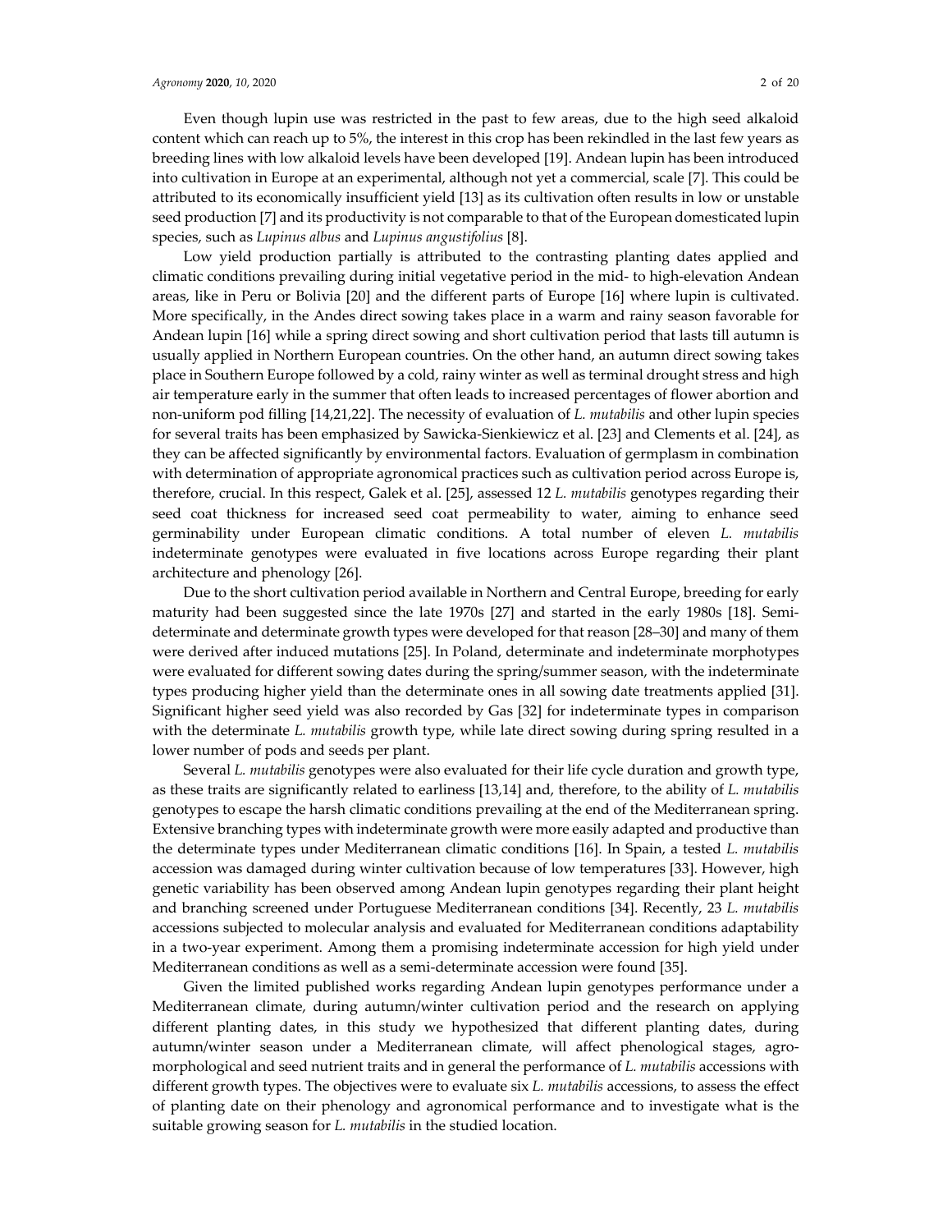Even though lupin use was restricted in the past to few areas, due to the high seed alkaloid content which can reach up to 5%, the interest in this crop has been rekindled in the last few years as breeding lines with low alkaloid levels have been developed [19]. Andean lupin has been introduced into cultivation in Europe at an experimental, although not yet a commercial, scale [7]. This could be attributed to its economically insufficient yield [13] as its cultivation often results in low or unstable seed production [7] and its productivity is not comparable to that of the European domesticated lupin species, such as *Lupinus albus* and *Lupinus angustifolius* [8].

Low yield production partially is attributed to the contrasting planting dates applied and climatic conditions prevailing during initial vegetative period in the mid- to high-elevation Andean areas, like in Peru or Bolivia [20] and the different parts of Europe [16] where lupin is cultivated. More specifically, in the Andes direct sowing takes place in a warm and rainy season favorable for Andean lupin [16] while a spring direct sowing and short cultivation period that lasts till autumn is usually applied in Northern European countries. On the other hand, an autumn direct sowing takes place in Southern Europe followed by a cold, rainy winter as well as terminal drought stress and high air temperature early in the summer that often leads to increased percentages of flower abortion and non-uniform pod filling [14,21,22]. The necessity of evaluation of *L. mutabilis* and other lupin species for several traits has been emphasized by Sawicka-Sienkiewicz et al. [23] and Clements et al. [24], as they can be affected significantly by environmental factors. Evaluation of germplasm in combination with determination of appropriate agronomical practices such as cultivation period across Europe is, therefore, crucial. In this respect, Galek et al. [25], assessed 12 *L. mutabilis* genotypes regarding their seed coat thickness for increased seed coat permeability to water, aiming to enhance seed germinability under European climatic conditions. A total number of eleven *L. mutabilis* indeterminate genotypes were evaluated in five locations across Europe regarding their plant architecture and phenology [26].

Due to the short cultivation period available in Northern and Central Europe, breeding for early maturity had been suggested since the late 1970s [27] and started in the early 1980s [18]. Semi-determinate and determinate growth types were developed for that reason [28–30] and many of them were derived after induced mutations [25]. In Poland, determinate and indeterminate morphotypes were evaluated for different sowing dates during the spring/summer season, with the indeterminate types producing higher yield than the determinate ones in all sowing date treatments applied [31]. Significant higher seed yield was also recorded by Gas [32] for indeterminate types in comparison with the determinate *L. mutabilis* growth type, while late direct sowing during spring resulted in a lower number of pods and seeds per plant.

Several *L. mutabilis* genotypes were also evaluated for their life cycle duration and growth type, as these traits are significantly related to earliness [13,14] and, therefore, to the ability of *L. mutabilis* genotypes to escape the harsh climatic conditions prevailing at the end of the Mediterranean spring. Extensive branching types with indeterminate growth were more easily adapted and productive than the determinate types under Mediterranean climatic conditions [16]. In Spain, a tested *L. mutabilis* accession was damaged during winter cultivation because of low temperatures [33]. However, high genetic variability has been observed among Andean lupin genotypes regarding their plant height and branching screened under Portuguese Mediterranean conditions [34]. Recently, 23 *L. mutabilis* accessions subjected to molecular analysis and evaluated for Mediterranean conditions adaptability in a two-year experiment. Among them a promising indeterminate accession for high yield under Mediterranean conditions as well as a semi-determinate accession were found [35].

Given the limited published works regarding Andean lupin genotypes performance under a Mediterranean climate, during autumn/winter cultivation period and the research on applying different planting dates, in this study we hypothesized that different planting dates, during autumn/winter season under a Mediterranean climate, will affect phenological stages, agro-morphological and seed nutrient traits and in general the performance of *L. mutabilis* accessions with different growth types. The objectives were to evaluate six *L. mutabilis* accessions, to assess the effect of planting date on their phenology and agronomical performance and to investigate what is the suitable growing season for *L. mutabilis* in the studied location.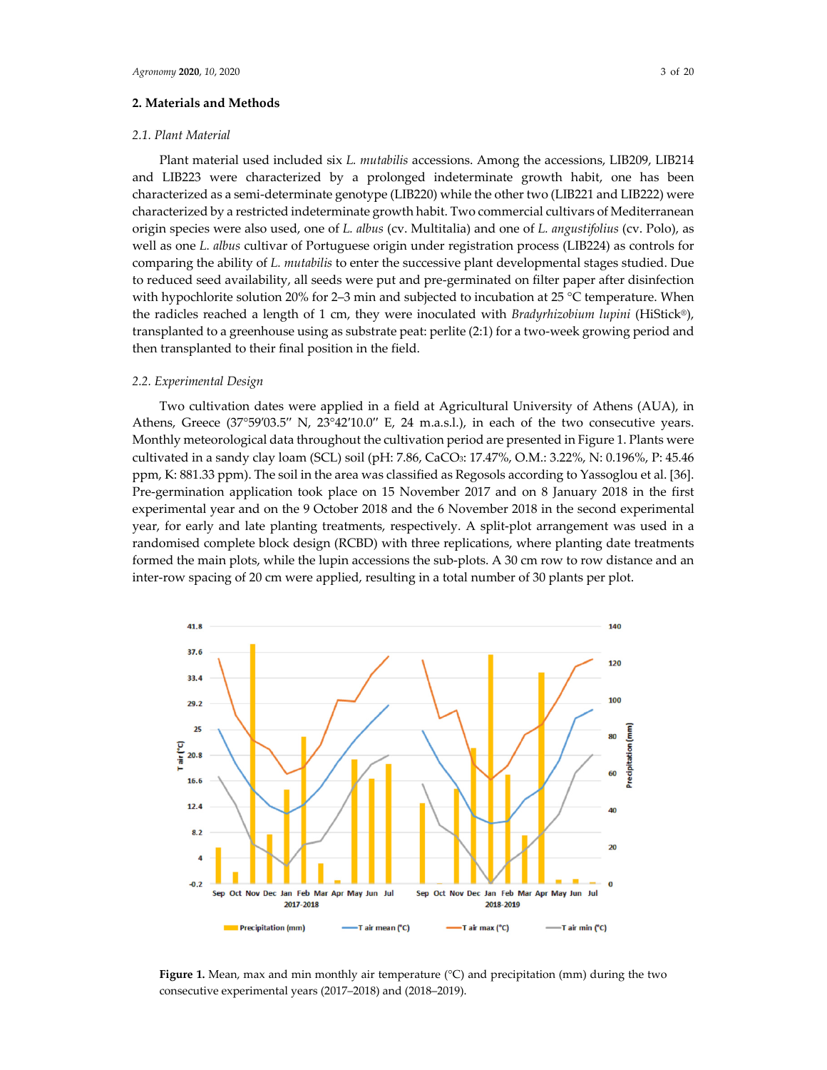## 2. Materials and Methods

### 2.1. Plant Material

Plant material used included six *L. mutabilis* accessions. Among the accessions, LIB209, LIB214 and LIB223 were characterized by a prolonged indeterminate growth habit, one has been characterized as a semi-determinate genotype (LIB220) while the other two (LIB221 and LIB222) were characterized by a restricted indeterminate growth habit. Two commercial cultivars of Mediterranean origin species were also used, one of *L. albus* (cv. Multitalia) and one of *L. angustifolius* (cv. Polo), as well as one *L. albus* cultivar of Portuguese origin under registration process (LIB224) as controls for comparing the ability of *L. mutabilis* to enter the successive plant developmental stages studied. Due to reduced seed availability, all seeds were put and pre-germinated on filter paper after disinfection with hypochlorite solution 20% for 2–3 min and subjected to incubation at 25 °C temperature. When the radicles reached a length of 1 cm, they were inoculated with *Bradyrhizobium lupini* (HiStick®), transplanted to a greenhouse using as substrate peat: perlite (2:1) for a two-week growing period and then transplanted to their final position in the field.

### 2.2. Experimental Design

Two cultivation dates were applied in a field at Agricultural University of Athens (AUA), in Athens, Greece (37°59′03.5″ N, 23°42′10.0″ E, 24 m.a.s.l.), in each of the two consecutive years. Monthly meteorological data throughout the cultivation period are presented in Figure 1. Plants were cultivated in a sandy clay loam (SCL) soil (pH: 7.86, $CaCO_3$: 17.47%, O.M.: 3.22%, N: 0.196%, P: 45.46 ppm, K: 881.33 ppm). The soil in the area was classified as Regosols according to Yassoglou et al. [36]. Pre-germination application took place on 15 November 2017 and on 8 January 2018 in the first experimental year and on the 9 October 2018 and the 6 November 2018 in the second experimental year, for early and late planting treatments, respectively. A split-plot arrangement was used in a randomised complete block design (RCBD) with three replications, where planting date treatments formed the main plots, while the lupin accessions the sub-plots. A 30 cm row to row distance and an inter-row spacing of 20 cm were applied, resulting in a total number of 30 plants per plot.

**Figure 1.** Mean, max and min monthly air temperature (°C) and precipitation (mm) during the two consecutive experimental years (2017–2018) and (2018–2019).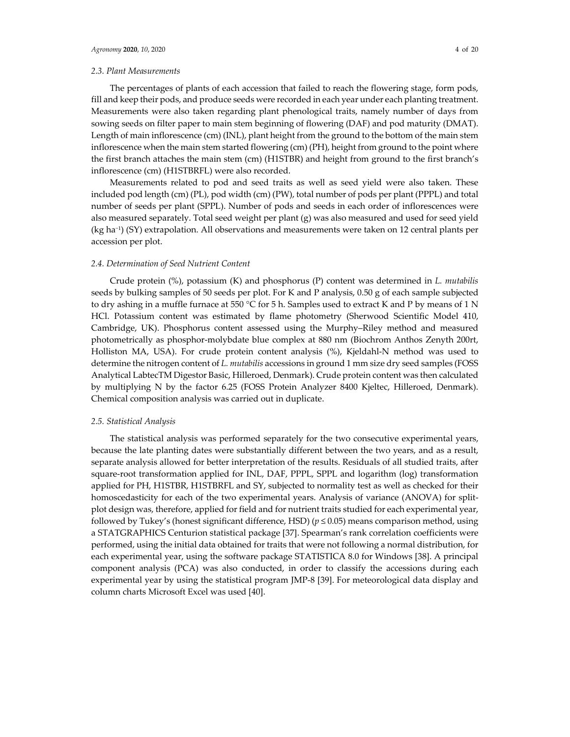### 2.3. Plant Measurements

The percentages of plants of each accession that failed to reach the flowering stage, form pods, fill and keep their pods, and produce seeds were recorded in each year under each planting treatment. Measurements were also taken regarding plant phenological traits, namely number of days from sowing seeds on filter paper to main stem beginning of flowering (DAF) and pod maturity (DMAT). Length of main inflorescence (cm) (INL), plant height from the ground to the bottom of the main stem inflorescence when the main stem started flowering (cm) (PH), height from ground to the point where the first branch attaches the main stem (cm) (H1STBR) and height from ground to the first branch's inflorescence (cm) (H1STBRFL) were also recorded.

Measurements related to pod and seed traits as well as seed yield were also taken. These included pod length (cm) (PL), pod width (cm) (PW), total number of pods per plant (PPPL) and total number of seeds per plant (SPPL). Number of pods and seeds in each order of inflorescences were also measured separately. Total seed weight per plant (g) was also measured and used for seed yield (kg $ha^{-1}$) (SY) extrapolation. All observations and measurements were taken on 12 central plants per accession per plot.

### 2.4. Determination of Seed Nutrient Content

Crude protein (%), potassium (K) and phosphorus (P) content was determined in *L. mutabilis* seeds by bulking samples of 50 seeds per plot. For K and P analysis, 0.50 g of each sample subjected to dry ashing in a muffle furnace at 550 °C for 5 h. Samples used to extract K and P by means of 1 N HCl. Potassium content was estimated by flame photometry (Sherwood Scientific Model 410, Cambridge, UK). Phosphorus content assessed using the Murphy–Riley method and measured photometrically as phosphor-molybdate blue complex at 880 nm (Biochrom Anthos Zenyth 200rt, Holliston MA, USA). For crude protein content analysis (%), Kjeldahl-N method was used to determine the nitrogen content of *L. mutabilis* accessions in ground 1 mm size dry seed samples (FOSS Analytical LabtecTM Digestor Basic, Hilleroed, Denmark). Crude protein content was then calculated by multiplying N by the factor 6.25 (FOSS Protein Analyzer 8400 Kjeltec, Hilleroed, Denmark). Chemical composition analysis was carried out in duplicate.

### 2.5. Statistical Analysis

The statistical analysis was performed separately for the two consecutive experimental years, because the late planting dates were substantially different between the two years, and as a result, separate analysis allowed for better interpretation of the results. Residuals of all studied traits, after square-root transformation applied for INL, DAF, PPPL, SPPL and logarithm (log) transformation applied for PH, H1STBR, H1STBRFL and SY, subjected to normality test as well as checked for their homoscedasticity for each of the two experimental years. Analysis of variance (ANOVA) for split-plot design was, therefore, applied for field and for nutrient traits studied for each experimental year, followed by Tukey's (honest significant difference, HSD) ($p \leq 0.05$) means comparison method, using a STATGRAPHICS Centurion statistical package [37]. Spearman's rank correlation coefficients were performed, using the initial data obtained for traits that were not following a normal distribution, for each experimental year, using the software package STATISTICA 8.0 for Windows [38]. A principal component analysis (PCA) was also conducted, in order to classify the accessions during each experimental year by using the statistical program JMP-8 [39]. For meteorological data display and column charts Microsoft Excel was used [40].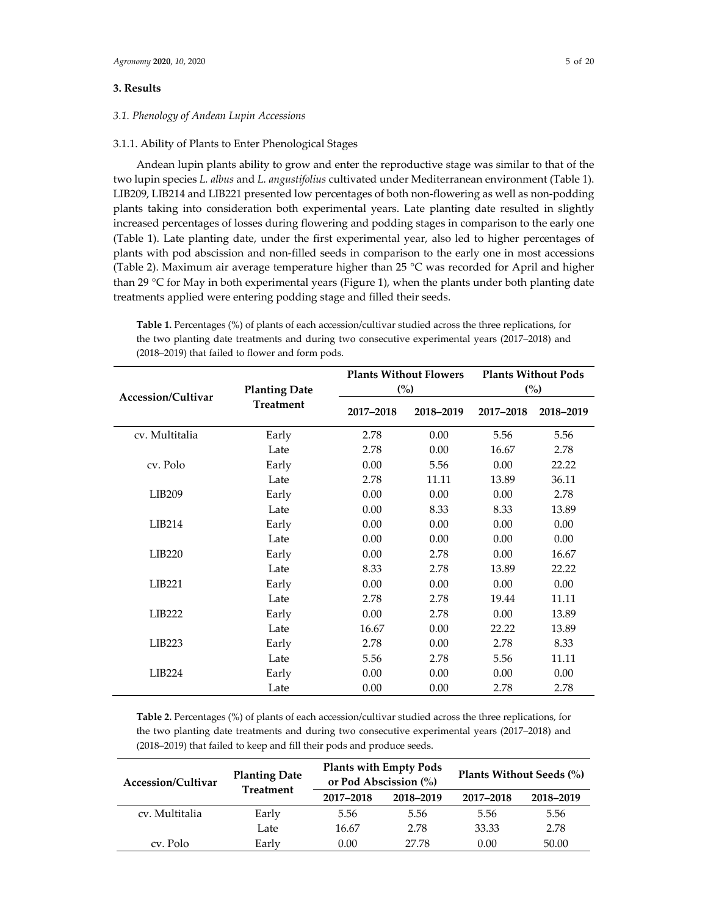## 3. Results

### 3.1. Phenology of Andean Lupin Accessions

#### 3.1.1. Ability of Plants to Enter Phenological Stages

Andean lupin plants ability to grow and enter the reproductive stage was similar to that of the two lupin species *L. albus* and *L. angustifolius* cultivated under Mediterranean environment (Table 1). LIB209, LIB214 and LIB221 presented low percentages of both non-flowering as well as non-podding plants taking into consideration both experimental years. Late planting date resulted in slightly increased percentages of losses during flowering and podding stages in comparison to the early one (Table 1). Late planting date, under the first experimental year, also led to higher percentages of plants with pod abscission and non-filled seeds in comparison to the early one in most accessions (Table 2). Maximum air average temperature higher than 25 °C was recorded for April and higher than 29 °C for May in both experimental years (Figure 1), when the plants under both planting date treatments applied were entering podding stage and filled their seeds.

**Table 1.** Percentages (%) of plants of each accession/cultivar studied across the three replications, for the two planting date treatments and during two consecutive experimental years (2017–2018) and (2018–2019) that failed to flower and form pods.

| Accession/Cultivar | Planting Date Treatment | Plants Without Flowers (%) | | Plants Without Pods (%) | |
|---|---|---|---|---|---|
| | | 2017–2018 | 2018–2019 | 2017–2018 | 2018–2019 |
| cv. Multitalia | Early | 2.78 | 0.00 | 5.56 | 5.56 |
| | Late | 2.78 | 0.00 | 16.67 | 2.78 |
| cv. Polo | Early | 0.00 | 5.56 | 0.00 | 22.22 |
| | Late | 2.78 | 11.11 | 13.89 | 36.11 |
| LIB209 | Early | 0.00 | 0.00 | 0.00 | 2.78 |
| | Late | 0.00 | 8.33 | 8.33 | 13.89 |
| LIB214 | Early | 0.00 | 0.00 | 0.00 | 0.00 |
| | Late | 0.00 | 0.00 | 0.00 | 0.00 |
| LIB220 | Early | 0.00 | 2.78 | 0.00 | 16.67 |
| | Late | 8.33 | 2.78 | 13.89 | 22.22 |
| LIB221 | Early | 0.00 | 0.00 | 0.00 | 0.00 |
| | Late | 2.78 | 2.78 | 19.44 | 11.11 |
| LIB222 | Early | 0.00 | 2.78 | 0.00 | 13.89 |
| | Late | 16.67 | 0.00 | 22.22 | 13.89 |
| LIB223 | Early | 2.78 | 0.00 | 2.78 | 8.33 |
| | Late | 5.56 | 2.78 | 5.56 | 11.11 |
| LIB224 | Early | 0.00 | 0.00 | 0.00 | 0.00 |
| | Late | 0.00 | 0.00 | 2.78 | 2.78 |

**Table 2.** Percentages (%) of plants of each accession/cultivar studied across the three replications, for the two planting date treatments and during two consecutive experimental years (2017–2018) and (2018–2019) that failed to keep and fill their pods and produce seeds.

| Accession/Cultivar | Planting Date Treatment | Plants with Empty Pods or Pod Abscission (%) | | Plants Without Seeds (%) | |
|---|---|---|---|---|---|
| | | 2017–2018 | 2018–2019 | 2017–2018 | 2018–2019 |
| cv. Multitalia | Early | 5.56 | 5.56 | 5.56 | 5.56 |
| | Late | 16.67 | 2.78 | 33.33 | 2.78 |
| cv. Polo | Early | 0.00 | 27.78 | 0.00 | 50.00 |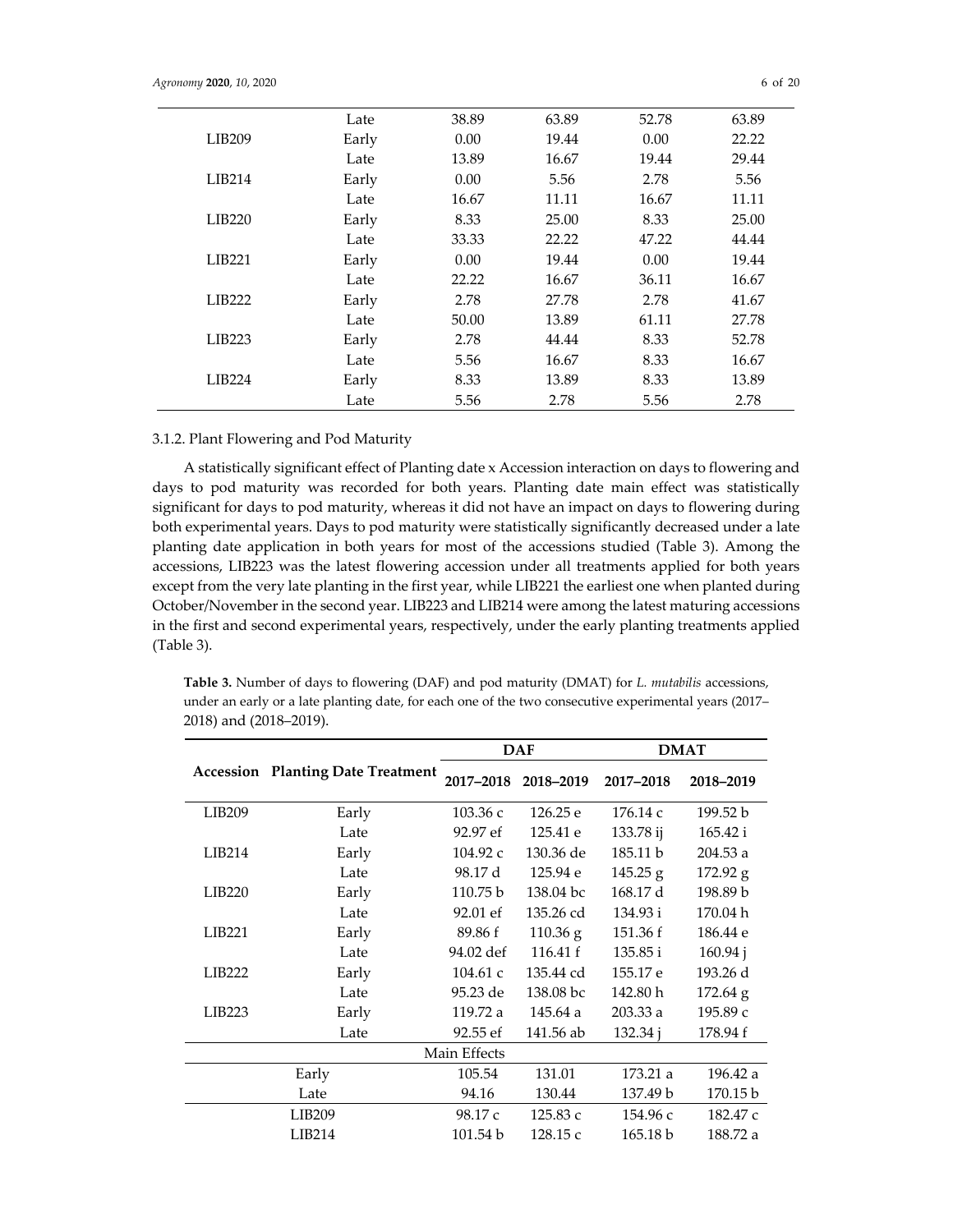| | Late | 38.89 | 63.89 | 52.78 | 63.89 |
|---|---|---|---|---|---|
| LIB209 | Early | 0.00 | 19.44 | 0.00 | 22.22 |
| | Late | 13.89 | 16.67 | 19.44 | 29.44 |
| LIB214 | Early | 0.00 | 5.56 | 2.78 | 5.56 |
| | Late | 16.67 | 11.11 | 16.67 | 11.11 |
| LIB220 | Early | 8.33 | 25.00 | 8.33 | 25.00 |
| | Late | 33.33 | 22.22 | 47.22 | 44.44 |
| LIB221 | Early | 0.00 | 19.44 | 0.00 | 19.44 |
| | Late | 22.22 | 16.67 | 36.11 | 16.67 |
| LIB222 | Early | 2.78 | 27.78 | 2.78 | 41.67 |
| | Late | 50.00 | 13.89 | 61.11 | 27.78 |
| LIB223 | Early | 2.78 | 44.44 | 8.33 | 52.78 |
| | Late | 5.56 | 16.67 | 8.33 | 16.67 |
| LIB224 | Early | 8.33 | 13.89 | 8.33 | 13.89 |
| | Late | 5.56 | 2.78 | 5.56 | 2.78 |

3.1.2. Plant Flowering and Pod Maturity

A statistically significant effect of Planting date x Accession interaction on days to flowering and days to pod maturity was recorded for both years. Planting date main effect was statistically significant for days to pod maturity, whereas it did not have an impact on days to flowering during both experimental years. Days to pod maturity were statistically significantly decreased under a late planting date application in both years for most of the accessions studied (Table 3). Among the accessions, LIB223 was the latest flowering accession under all treatments applied for both years except from the very late planting in the first year, while LIB221 the earliest one when planted during October/November in the second year. LIB223 and LIB214 were among the latest maturing accessions in the first and second experimental years, respectively, under the early planting treatments applied (Table 3).

**Table 3.** Number of days to flowering (DAF) and pod maturity (DMAT) for *L. mutabilis* accessions, under an early or a late planting date, for each one of the two consecutive experimental years (2017–2018) and (2018–2019).

| Accession | Planting Date Treatment | DAF | | DMAT | |
|---|---|---|---|---|---|
| | | 2017–2018 | 2018–2019 | 2017–2018 | 2018–2019 |
| LIB209 | Early | 103.36 c | 126.25 e | 176.14 c | 199.52 b |
| | Late | 92.97 ef | 125.41 e | 133.78 ij | 165.42 i |
| LIB214 | Early | 104.92 c | 130.36 de | 185.11 b | 204.53 a |
| | Late | 98.17 d | 125.94 e | 145.25 g | 172.92 g |
| LIB220 | Early | 110.75 b | 138.04 bc | 168.17 d | 198.89 b |
| | Late | 92.01 ef | 135.26 cd | 134.93 i | 170.04 h |
| LIB221 | Early | 89.86 f | 110.36 g | 151.36 f | 186.44 e |
| | Late | 94.02 def | 116.41 f | 135.85 i | 160.94 j |
| LIB222 | Early | 104.61 c | 135.44 cd | 155.17 e | 193.26 d |
| | Late | 95.23 de | 138.08 bc | 142.80 h | 172.64 g |
| LIB223 | Early | 119.72 a | 145.64 a | 203.33 a | 195.89 c |
| | Late | 92.55 ef | 141.56 ab | 132.34 j | 178.94 f |
| | | Main Effects | | | |
| Early | | 105.54 | 131.01 | 173.21 a | 196.42 a |
| Late | | 94.16 | 130.44 | 137.49 b | 170.15 b |
| LIB209 | | 98.17 c | 125.83 c | 154.96 c | 182.47 c |
| LIB214 | | 101.54 b | 128.15 c | 165.18 b | 188.72 a |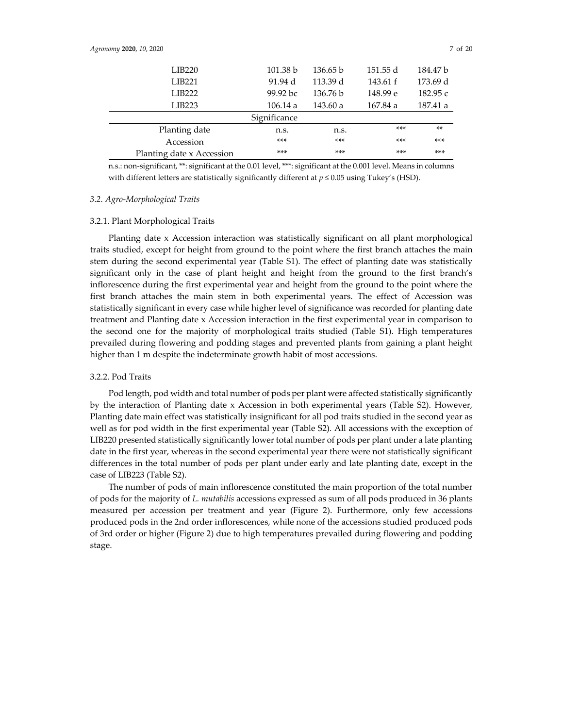| | | | | |
|---|---|---|---|---|
| LIB220 | 101.38 b | 136.65 b | 151.55 d | 184.47 b |
| LIB221 | 91.94 d | 113.39 d | 143.61 f | 173.69 d |
| LIB222 | 99.92 bc | 136.76 b | 148.99 e | 182.95 c |
| LIB223 | 106.14 a | 143.60 a | 167.84 a | 187.41 a |
| Significance | | | | |
| Planting date | n.s. | n.s. | *** | ** |
| Accession | *** | *** | *** | *** |
| Planting date x Accession | *** | *** | *** | *** |

n.s.: non-significant, **: significant at the 0.01 level, ***: significant at the 0.001 level. Means in columns with different letters are statistically significantly different at $p \leq 0.05$ using Tukey's (HSD).

### *3.2. Agro-Morphological Traits*

#### 3.2.1. Plant Morphological Traits

Planting date x Accession interaction was statistically significant on all plant morphological traits studied, except for height from ground to the point where the first branch attaches the main stem during the second experimental year (Table S1). The effect of planting date was statistically significant only in the case of plant height and height from the ground to the first branch's inflorescence during the first experimental year and height from the ground to the point where the first branch attaches the main stem in both experimental years. The effect of Accession was statistically significant in every case while higher level of significance was recorded for planting date treatment and Planting date x Accession interaction in the first experimental year in comparison to the second one for the majority of morphological traits studied (Table S1). High temperatures prevailed during flowering and podding stages and prevented plants from gaining a plant height higher than 1 m despite the indeterminate growth habit of most accessions.

#### 3.2.2. Pod Traits

Pod length, pod width and total number of pods per plant were affected statistically significantly by the interaction of Planting date x Accession in both experimental years (Table S2). However, Planting date main effect was statistically insignificant for all pod traits studied in the second year as well as for pod width in the first experimental year (Table S2). All accessions with the exception of LIB220 presented statistically significantly lower total number of pods per plant under a late planting date in the first year, whereas in the second experimental year there were not statistically significant differences in the total number of pods per plant under early and late planting date, except in the case of LIB223 (Table S2).

The number of pods of main inflorescence constituted the main proportion of the total number of pods for the majority of *L. mutabilis* accessions expressed as sum of all pods produced in 36 plants measured per accession per treatment and year (Figure 2). Furthermore, only few accessions produced pods in the 2nd order inflorescences, while none of the accessions studied produced pods of 3rd order or higher (Figure 2) due to high temperatures prevailed during flowering and podding stage.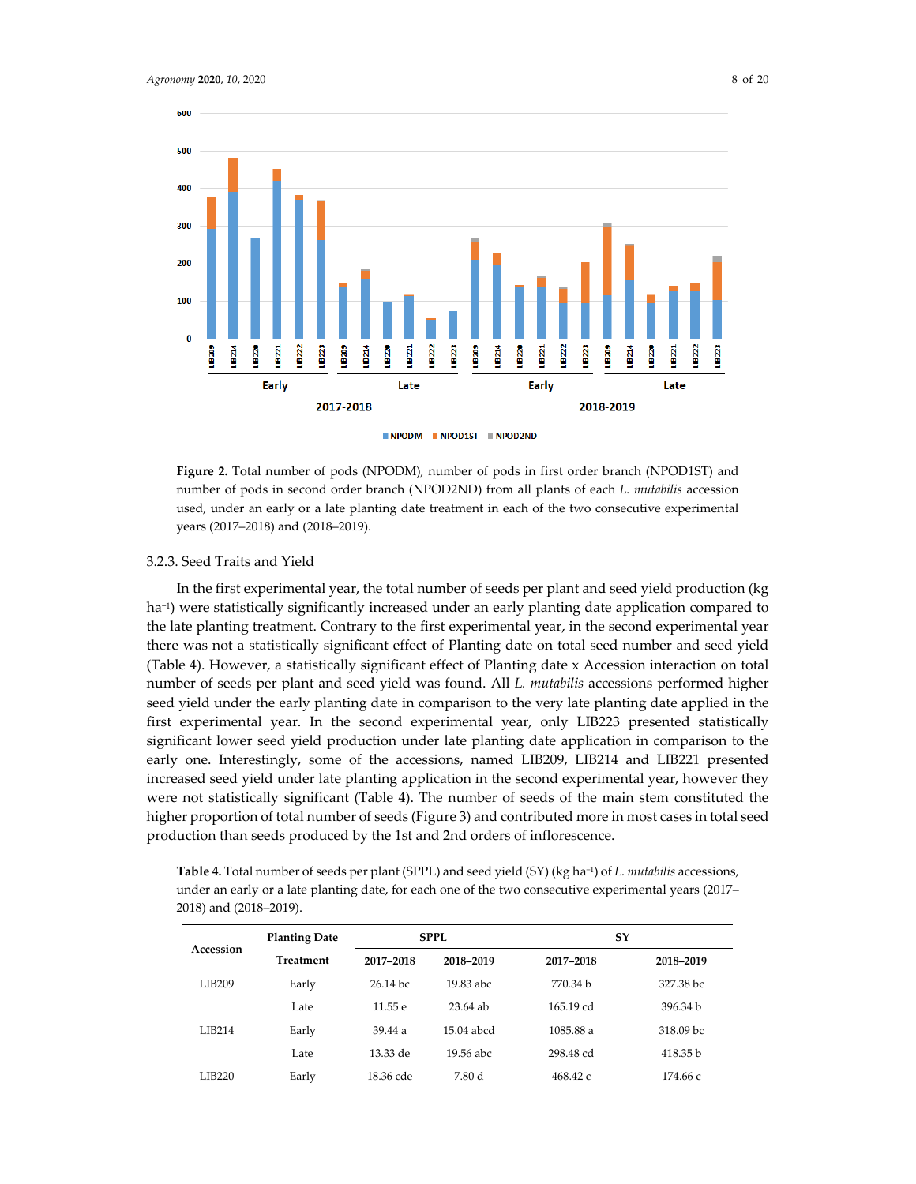**Figure 2.** Total number of pods (NPODM), number of pods in first order branch (NPOD1ST) and number of pods in second order branch (NPOD2ND) from all plants of each *L. mutabilis* accession used, under an early or a late planting date treatment in each of the two consecutive experimental years (2017–2018) and (2018–2019).

### 3.2.3. Seed Traits and Yield

In the first experimental year, the total number of seeds per plant and seed yield production (kg ha$^{-1}$) were statistically significantly increased under an early planting date application compared to the late planting treatment. Contrary to the first experimental year, in the second experimental year there was not a statistically significant effect of Planting date on total seed number and seed yield (Table 4). However, a statistically significant effect of Planting date x Accession interaction on total number of seeds per plant and seed yield was found. All *L. mutabilis* accessions performed higher seed yield under the early planting date in comparison to the very late planting date applied in the first experimental year. In the second experimental year, only LIB223 presented statistically significant lower seed yield production under late planting date application in comparison to the early one. Interestingly, some of the accessions, named LIB209, LIB214 and LIB221 presented increased seed yield under late planting application in the second experimental year, however they were not statistically significant (Table 4). The number of seeds of the main stem constituted the higher proportion of total number of seeds (Figure 3) and contributed more in most cases in total seed production than seeds produced by the 1st and 2nd orders of inflorescence.

**Table 4.** Total number of seeds per plant (SPPL) and seed yield (SY) (kg ha$^{-1}$) of *L. mutabilis* accessions, under an early or a late planting date, for each one of the two consecutive experimental years (2017–2018) and (2018–2019).

| Accession | Planting Date Treatment | SPPL 2017–2018 | SPPL 2018–2019 | SY 2017–2018 | SY 2018–2019 |
|---|---|---|---|---|---|
| LIB209 | Early | 26.14 bc | 19.83 abc | 770.34 b | 327.38 bc |
| | Late | 11.55 e | 23.64 ab | 165.19 cd | 396.34 b |
| LIB214 | Early | 39.44 a | 15.04 abcd | 1085.88 a | 318.09 bc |
| | Late | 13.33 de | 19.56 abc | 298.48 cd | 418.35 b |
| LIB220 | Early | 18.36 cde | 7.80 d | 468.42 c | 174.66 c |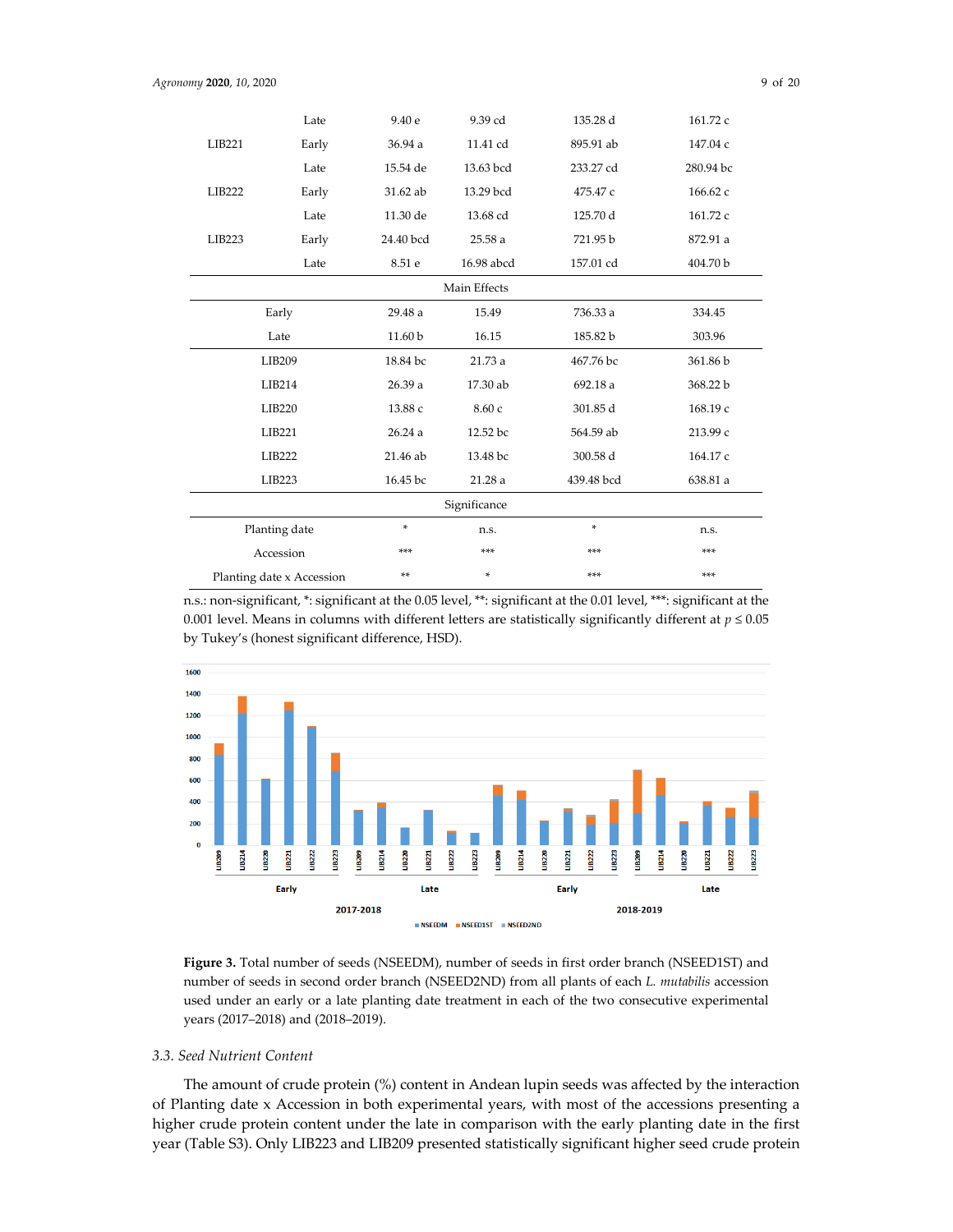|  | Late | 9.40 e | 9.39 cd | 135.28 d | 161.72 c |
|---|---|---|---|---|---|
| LIB221 | Early | 36.94 a | 11.41 cd | 895.91 ab | 147.04 c |
|  | Late | 15.54 de | 13.63 bcd | 233.27 cd | 280.94 bc |
| LIB222 | Early | 31.62 ab | 13.29 bcd | 475.47 c | 166.62 c |
|  | Late | 11.30 de | 13.68 cd | 125.70 d | 161.72 c |
| LIB223 | Early | 24.40 bcd | 25.58 a | 721.95 b | 872.91 a |
|  | Late | 8.51 e | 16.98 abcd | 157.01 cd | 404.70 b |
| Main Effects | | | | | |
| Early | | 29.48 a | 15.49 | 736.33 a | 334.45 |
| Late | | 11.60 b | 16.15 | 185.82 b | 303.96 |
| LIB209 | | 18.84 bc | 21.73 a | 467.76 bc | 361.86 b |
| LIB214 | | 26.39 a | 17.30 ab | 692.18 a | 368.22 b |
| LIB220 | | 13.88 c | 8.60 c | 301.85 d | 168.19 c |
| LIB221 | | 26.24 a | 12.52 bc | 564.59 ab | 213.99 c |
| LIB222 | | 21.46 ab | 13.48 bc | 300.58 d | 164.17 c |
| LIB223 | | 16.45 bc | 21.28 a | 439.48 bcd | 638.81 a |
| Significance | | | | | |
| Planting date | | * | n.s. | * | n.s. |
| Accession | | *** | *** | *** | *** |
| Planting date x Accession | | ** | * | *** | *** |

n.s.: non-significant, *: significant at the 0.05 level, **: significant at the 0.01 level, ***: significant at the 0.001 level. Means in columns with different letters are statistically significantly different at $p \leq 0.05$ by Tukey's (honest significant difference, HSD).

**Figure 3.** Total number of seeds (NSEEDM), number of seeds in first order branch (NSEED1ST) and number of seeds in second order branch (NSEED2ND) from all plants of each *L. mutabilis* accession used under an early or a late planting date treatment in each of the two consecutive experimental years (2017–2018) and (2018–2019).

### 3.3. Seed Nutrient Content

The amount of crude protein (%) content in Andean lupin seeds was affected by the interaction of Planting date x Accession in both experimental years, with most of the accessions presenting a higher crude protein content under the late in comparison with the early planting date in the first year (Table S3). Only LIB223 and LIB209 presented statistically significant higher seed crude protein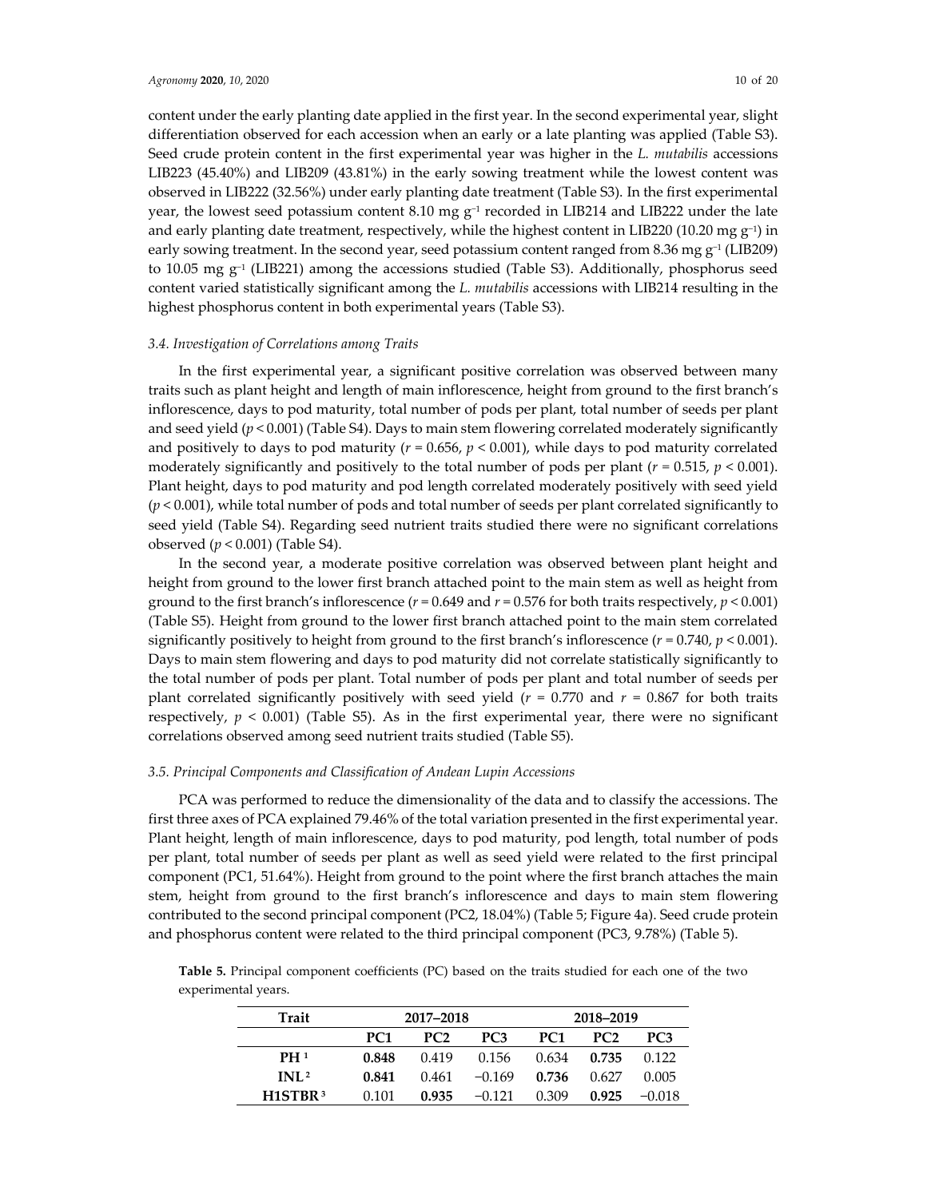content under the early planting date applied in the first year. In the second experimental year, slight differentiation observed for each accession when an early or a late planting was applied (Table S3). Seed crude protein content in the first experimental year was higher in the *L. mutabilis* accessions LIB223 (45.40%) and LIB209 (43.81%) in the early sowing treatment while the lowest content was observed in LIB222 (32.56%) under early planting date treatment (Table S3). In the first experimental year, the lowest seed potassium content 8.10 mg $g^{-1}$ recorded in LIB214 and LIB222 under the late and early planting date treatment, respectively, while the highest content in LIB220 (10.20 mg $g^{-1}$) in early sowing treatment. In the second year, seed potassium content ranged from 8.36 mg $g^{-1}$ (LIB209) to 10.05 mg $g^{-1}$ (LIB221) among the accessions studied (Table S3). Additionally, phosphorus seed content varied statistically significant among the *L. mutabilis* accessions with LIB214 resulting in the highest phosphorus content in both experimental years (Table S3).

### *3.4. Investigation of Correlations among Traits*

In the first experimental year, a significant positive correlation was observed between many traits such as plant height and length of main inflorescence, height from ground to the first branch's inflorescence, days to pod maturity, total number of pods per plant, total number of seeds per plant and seed yield ($p < 0.001$) (Table S4). Days to main stem flowering correlated moderately significantly and positively to days to pod maturity ($r = 0.656$, $p < 0.001$), while days to pod maturity correlated moderately significantly and positively to the total number of pods per plant ($r = 0.515$, $p < 0.001$). Plant height, days to pod maturity and pod length correlated moderately positively with seed yield ($p < 0.001$), while total number of pods and total number of seeds per plant correlated significantly to seed yield (Table S4). Regarding seed nutrient traits studied there were no significant correlations observed ($p < 0.001$) (Table S4).

In the second year, a moderate positive correlation was observed between plant height and height from ground to the lower first branch attached point to the main stem as well as height from ground to the first branch's inflorescence ($r = 0.649$ and $r = 0.576$ for both traits respectively, $p < 0.001$) (Table S5). Height from ground to the lower first branch attached point to the main stem correlated significantly positively to height from ground to the first branch's inflorescence ($r = 0.740$, $p < 0.001$). Days to main stem flowering and days to pod maturity did not correlate statistically significantly to the total number of pods per plant. Total number of pods per plant and total number of seeds per plant correlated significantly positively with seed yield ($r = 0.770$ and $r = 0.867$ for both traits respectively, $p < 0.001$) (Table S5). As in the first experimental year, there were no significant correlations observed among seed nutrient traits studied (Table S5).

### *3.5. Principal Components and Classification of Andean Lupin Accessions*

PCA was performed to reduce the dimensionality of the data and to classify the accessions. The first three axes of PCA explained 79.46% of the total variation presented in the first experimental year. Plant height, length of main inflorescence, days to pod maturity, pod length, total number of pods per plant, total number of seeds per plant as well as seed yield were related to the first principal component (PC1, 51.64%). Height from ground to the point where the first branch attaches the main stem, height from ground to the first branch's inflorescence and days to main stem flowering contributed to the second principal component (PC2, 18.04%) (Table 5; Figure 4a). Seed crude protein and phosphorus content were related to the third principal component (PC3, 9.78%) (Table 5).

**Table 5.** Principal component coefficients (PC) based on the traits studied for each one of the two experimental years.

| Trait | 2017–2018 | | | 2018–2019 | | |
|---|---|---|---|---|---|---|
| | PC1 | PC2 | PC3 | PC1 | PC2 | PC3 |
| **PH** [1] | **0.848** | 0.419 | 0.156 | 0.634 | **0.735** | 0.122 |
| **INL** [2] | **0.841** | 0.461 | −0.169 | **0.736** | 0.627 | 0.005 |
| **H1STBR** [3] | 0.101 | **0.935** | −0.121 | 0.309 | **0.925** | −0.018 |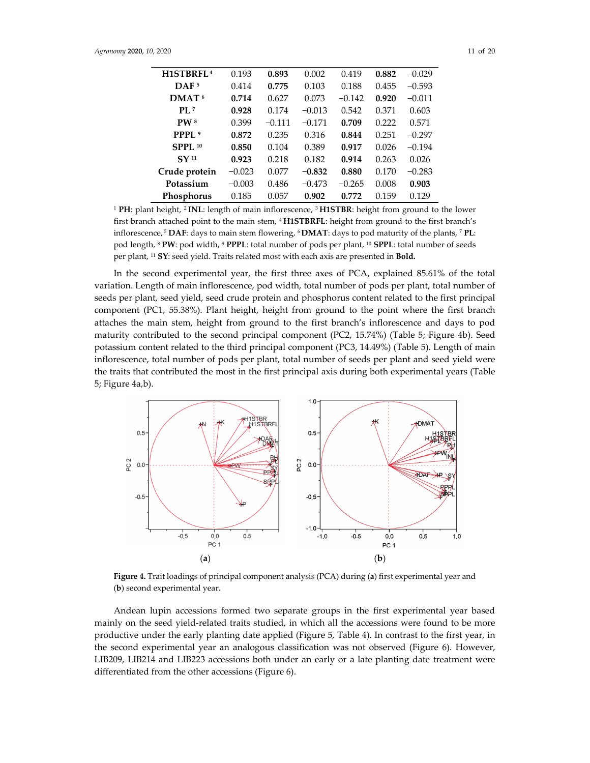| | | | | | | |
|---|---|---|---|---|---|---|
| **H1STBRFL** [4] | 0.193 | **0.893** | 0.002 | 0.419 | **0.882** | −0.029 |
| **DAF** [5] | 0.414 | **0.775** | 0.103 | 0.188 | 0.455 | −0.593 |
| **DMAT** [6] | **0.714** | 0.627 | 0.073 | −0.142 | **0.920** | −0.011 |
| **PL** [7] | **0.928** | 0.174 | −0.013 | 0.542 | 0.371 | 0.603 |
| **PW** [8] | 0.399 | −0.111 | −0.171 | **0.709** | 0.222 | 0.571 |
| **PPPL** [9] | **0.872** | 0.235 | 0.316 | **0.844** | 0.251 | −0.297 |
| **SPPL** [10] | **0.850** | 0.104 | 0.389 | **0.917** | 0.026 | −0.194 |
| **SY** [11] | **0.923** | 0.218 | 0.182 | **0.914** | 0.263 | 0.026 |
| **Crude protein** | −0.023 | 0.077 | **−0.832** | **0.880** | 0.170 | −0.283 |
| **Potassium** | −0.003 | 0.486 | −0.473 | −0.265 | 0.008 | **0.903** |
| **Phosphorus** | 0.185 | 0.057 | **0.902** | **0.772** | 0.159 | 0.129 |

[1] **PH**: plant height, [2] **INL**: length of main inflorescence, [3] **H1STBR**: height from ground to the lower first branch attached point to the main stem, [4] **H1STBRFL**: height from ground to the first branch's inflorescence, [5] **DAF**: days to main stem flowering, [6] **DMAT**: days to pod maturity of the plants, [7] **PL**: pod length, [8] **PW**: pod width, [9] **PPPL**: total number of pods per plant, [10] **SPPL**: total number of seeds per plant, [11] **SY**: seed yield. Traits related most with each axis are presented in **Bold.**

In the second experimental year, the first three axes of PCA, explained 85.61% of the total variation. Length of main inflorescence, pod width, total number of pods per plant, total number of seeds per plant, seed yield, seed crude protein and phosphorus content related to the first principal component (PC1, 55.38%). Plant height, height from ground to the point where the first branch attaches the main stem, height from ground to the first branch's inflorescence and days to pod maturity contributed to the second principal component (PC2, 15.74%) (Table 5; Figure 4b). Seed potassium content related to the third principal component (PC3, 14.49%) (Table 5). Length of main inflorescence, total number of pods per plant, total number of seeds per plant and seed yield were the traits that contributed the most in the first principal axis during both experimental years (Table 5; Figure 4a,b).

**Figure 4.** Trait loadings of principal component analysis (PCA) during (**a**) first experimental year and (**b**) second experimental year.

Andean lupin accessions formed two separate groups in the first experimental year based mainly on the seed yield-related traits studied, in which all the accessions were found to be more productive under the early planting date applied (Figure 5, Table 4). In contrast to the first year, in the second experimental year an analogous classification was not observed (Figure 6). However, LIB209, LIB214 and LIB223 accessions both under an early or a late planting date treatment were differentiated from the other accessions (Figure 6).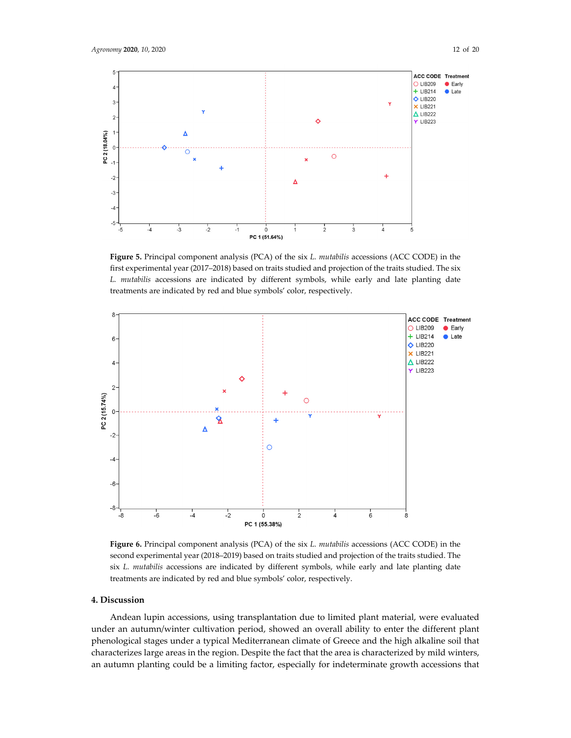**Figure 5.** Principal component analysis (PCA) of the six *L. mutabilis* accessions (ACC CODE) in the first experimental year (2017–2018) based on traits studied and projection of the traits studied. The six *L. mutabilis* accessions are indicated by different symbols, while early and late planting date treatments are indicated by red and blue symbols' color, respectively.

**Figure 6.** Principal component analysis (PCA) of the six *L. mutabilis* accessions (ACC CODE) in the second experimental year (2018–2019) based on traits studied and projection of the traits studied. The six *L. mutabilis* accessions are indicated by different symbols, while early and late planting date treatments are indicated by red and blue symbols' color, respectively.

## 4. Discussion

Andean lupin accessions, using transplantation due to limited plant material, were evaluated under an autumn/winter cultivation period, showed an overall ability to enter the different plant phenological stages under a typical Mediterranean climate of Greece and the high alkaline soil that characterizes large areas in the region. Despite the fact that the area is characterized by mild winters, an autumn planting could be a limiting factor, especially for indeterminate growth accessions that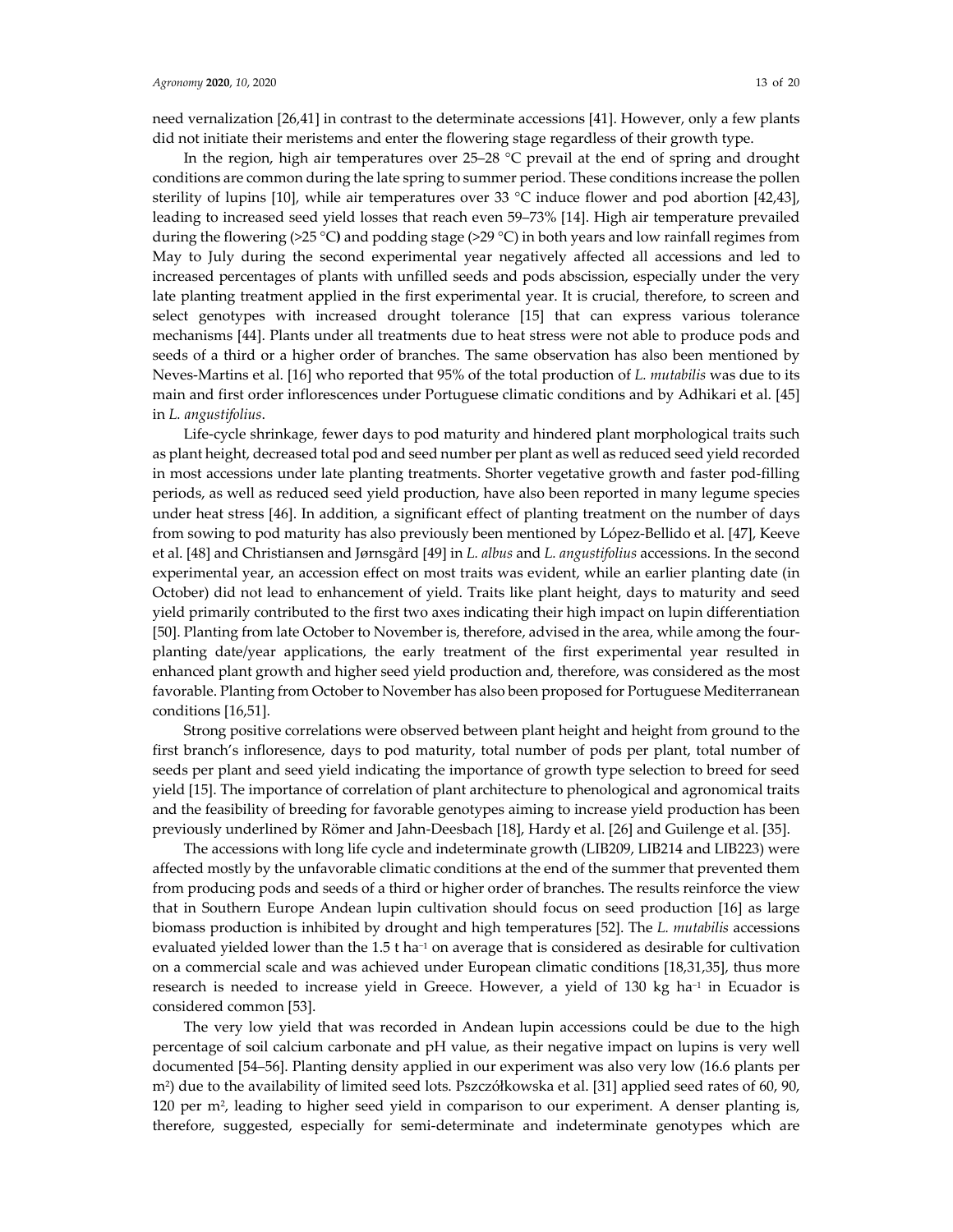need vernalization [26,41] in contrast to the determinate accessions [41]. However, only a few plants did not initiate their meristems and enter the flowering stage regardless of their growth type.

In the region, high air temperatures over 25–28 °C prevail at the end of spring and drought conditions are common during the late spring to summer period. These conditions increase the pollen sterility of lupins [10], while air temperatures over 33 °C induce flower and pod abortion [42,43], leading to increased seed yield losses that reach even 59–73% [14]. High air temperature prevailed during the flowering (>25 °C**)** and podding stage (>29 °C) in both years and low rainfall regimes from May to July during the second experimental year negatively affected all accessions and led to increased percentages of plants with unfilled seeds and pods abscission, especially under the very late planting treatment applied in the first experimental year. It is crucial, therefore, to screen and select genotypes with increased drought tolerance [15] that can express various tolerance mechanisms [44]. Plants under all treatments due to heat stress were not able to produce pods and seeds of a third or a higher order of branches. The same observation has also been mentioned by Neves-Martins et al. [16] who reported that 95% of the total production of *L. mutabilis* was due to its main and first order inflorescences under Portuguese climatic conditions and by Adhikari et al. [45] in *L. angustifolius*.

Life-cycle shrinkage, fewer days to pod maturity and hindered plant morphological traits such as plant height, decreased total pod and seed number per plant as well as reduced seed yield recorded in most accessions under late planting treatments. Shorter vegetative growth and faster pod-filling periods, as well as reduced seed yield production, have also been reported in many legume species under heat stress [46]. In addition, a significant effect of planting treatment on the number of days from sowing to pod maturity has also previously been mentioned by López-Bellido et al. [47], Keeve et al. [48] and Christiansen and Jørnsgård [49] in *L. albus* and *L. angustifolius* accessions. In the second experimental year, an accession effect on most traits was evident, while an earlier planting date (in October) did not lead to enhancement of yield. Traits like plant height, days to maturity and seed yield primarily contributed to the first two axes indicating their high impact on lupin differentiation [50]. Planting from late October to November is, therefore, advised in the area, while among the four-planting date/year applications, the early treatment of the first experimental year resulted in enhanced plant growth and higher seed yield production and, therefore, was considered as the most favorable. Planting from October to November has also been proposed for Portuguese Mediterranean conditions [16,51].

Strong positive correlations were observed between plant height and height from ground to the first branch's infloresence, days to pod maturity, total number of pods per plant, total number of seeds per plant and seed yield indicating the importance of growth type selection to breed for seed yield [15]. The importance of correlation of plant architecture to phenological and agronomical traits and the feasibility of breeding for favorable genotypes aiming to increase yield production has been previously underlined by Römer and Jahn-Deesbach [18], Hardy et al. [26] and Guilenge et al. [35].

The accessions with long life cycle and indeterminate growth (LIB209, LIB214 and LIB223) were affected mostly by the unfavorable climatic conditions at the end of the summer that prevented them from producing pods and seeds of a third or higher order of branches. The results reinforce the view that in Southern Europe Andean lupin cultivation should focus on seed production [16] as large biomass production is inhibited by drought and high temperatures [52]. The *L. mutabilis* accessions evaluated yielded lower than the 1.5 t $ha^{-1}$ on average that is considered as desirable for cultivation on a commercial scale and was achieved under European climatic conditions [18,31,35], thus more research is needed to increase yield in Greece. However, a yield of 130 kg $ha^{-1}$ in Ecuador is considered common [53].

The very low yield that was recorded in Andean lupin accessions could be due to the high percentage of soil calcium carbonate and pH value, as their negative impact on lupins is very well documented [54–56]. Planting density applied in our experiment was also very low (16.6 plants per $m^2$) due to the availability of limited seed lots. Pszczółkowska et al. [31] applied seed rates of 60, 90, 120 per $m^2$, leading to higher seed yield in comparison to our experiment. A denser planting is, therefore, suggested, especially for semi-determinate and indeterminate genotypes which are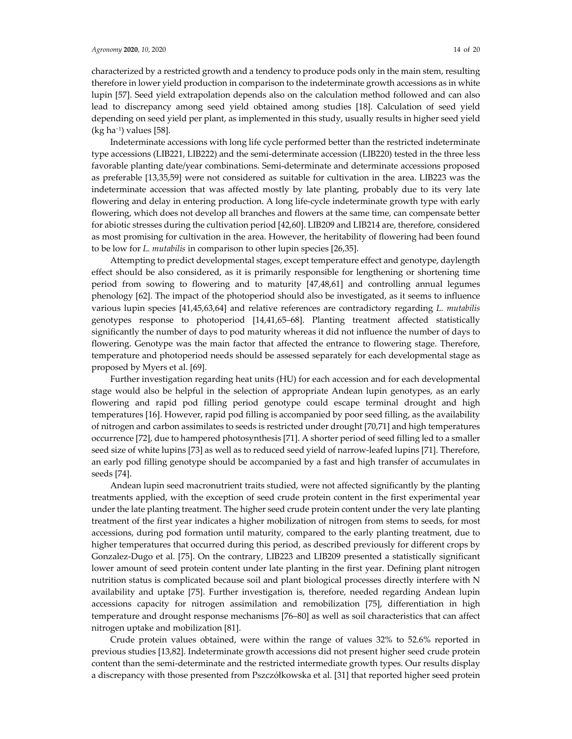characterized by a restricted growth and a tendency to produce pods only in the main stem, resulting therefore in lower yield production in comparison to the indeterminate growth accessions as in white lupin [57]. Seed yield extrapolation depends also on the calculation method followed and can also lead to discrepancy among seed yield obtained among studies [18]. Calculation of seed yield depending on seed yield per plant, as implemented in this study, usually results in higher seed yield (kg $ha^{-1}$) values [58].

Indeterminate accessions with long life cycle performed better than the restricted indeterminate type accessions (LIB221, LIB222) and the semi-determinate accession (LIB220) tested in the three less favorable planting date/year combinations. Semi-determinate and determinate accessions proposed as preferable [13,35,59] were not considered as suitable for cultivation in the area. LIB223 was the indeterminate accession that was affected mostly by late planting, probably due to its very late flowering and delay in entering production. A long life-cycle indeterminate growth type with early flowering, which does not develop all branches and flowers at the same time, can compensate better for abiotic stresses during the cultivation period [42,60]. LIB209 and LIB214 are, therefore, considered as most promising for cultivation in the area. However, the heritability of flowering had been found to be low for *L. mutabilis* in comparison to other lupin species [26,35].

Attempting to predict developmental stages, except temperature effect and genotype, daylength effect should be also considered, as it is primarily responsible for lengthening or shortening time period from sowing to flowering and to maturity [47,48,61] and controlling annual legumes phenology [62]. The impact of the photoperiod should also be investigated, as it seems to influence various lupin species [41,45,63,64] and relative references are contradictory regarding *L. mutabilis* genotypes response to photoperiod [14,41,65–68]. Planting treatment affected statistically significantly the number of days to pod maturity whereas it did not influence the number of days to flowering. Genotype was the main factor that affected the entrance to flowering stage. Therefore, temperature and photoperiod needs should be assessed separately for each developmental stage as proposed by Myers et al. [69].

Further investigation regarding heat units (HU) for each accession and for each developmental stage would also be helpful in the selection of appropriate Andean lupin genotypes, as an early flowering and rapid pod filling period genotype could escape terminal drought and high temperatures [16]. However, rapid pod filling is accompanied by poor seed filling, as the availability of nitrogen and carbon assimilates to seeds is restricted under drought [70,71] and high temperatures occurrence [72], due to hampered photosynthesis [71]. A shorter period of seed filling led to a smaller seed size of white lupins [73] as well as to reduced seed yield of narrow-leafed lupins [71]. Therefore, an early pod filling genotype should be accompanied by a fast and high transfer of accumulates in seeds [74].

Andean lupin seed macronutrient traits studied, were not affected significantly by the planting treatments applied, with the exception of seed crude protein content in the first experimental year under the late planting treatment. The higher seed crude protein content under the very late planting treatment of the first year indicates a higher mobilization of nitrogen from stems to seeds, for most accessions, during pod formation until maturity, compared to the early planting treatment, due to higher temperatures that occurred during this period, as described previously for different crops by Gonzalez-Dugo et al. [75]. On the contrary, LIB223 and LIB209 presented a statistically significant lower amount of seed protein content under late planting in the first year. Defining plant nitrogen nutrition status is complicated because soil and plant biological processes directly interfere with N availability and uptake [75]. Further investigation is, therefore, needed regarding Andean lupin accessions capacity for nitrogen assimilation and remobilization [75], differentiation in high temperature and drought response mechanisms [76–80] as well as soil characteristics that can affect nitrogen uptake and mobilization [81].

Crude protein values obtained, were within the range of values 32% to 52.6% reported in previous studies [13,82]. Indeterminate growth accessions did not present higher seed crude protein content than the semi-determinate and the restricted intermediate growth types. Our results display a discrepancy with those presented from Pszczółkowska et al. [31] that reported higher seed protein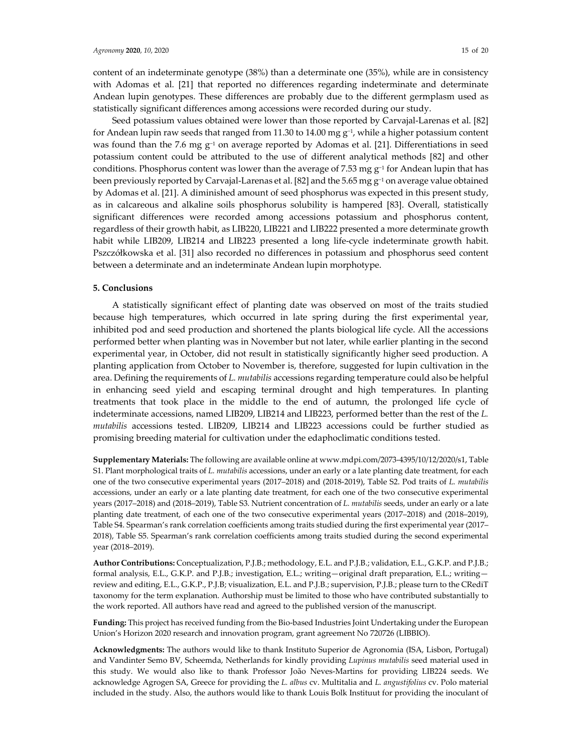content of an indeterminate genotype (38%) than a determinate one (35%), while are in consistency with Adomas et al. [21] that reported no differences regarding indeterminate and determinate Andean lupin genotypes. These differences are probably due to the different germplasm used as statistically significant differences among accessions were recorded during our study.

Seed potassium values obtained were lower than those reported by Carvajal-Larenas et al. [82] for Andean lupin raw seeds that ranged from 11.30 to 14.00 mg $g^{-1}$, while a higher potassium content was found than the 7.6 mg $g^{-1}$ on average reported by Adomas et al. [21]. Differentiations in seed potassium content could be attributed to the use of different analytical methods [82] and other conditions. Phosphorus content was lower than the average of 7.53 mg $g^{-1}$ for Andean lupin that has been previously reported by Carvajal-Larenas et al. [82] and the 5.65 mg $g^{-1}$ on average value obtained by Adomas et al. [21]. A diminished amount of seed phosphorus was expected in this present study, as in calcareous and alkaline soils phosphorus solubility is hampered [83]. Overall, statistically significant differences were recorded among accessions potassium and phosphorus content, regardless of their growth habit, as LIB220, LIB221 and LIB222 presented a more determinate growth habit while LIB209, LIB214 and LIB223 presented a long life-cycle indeterminate growth habit. Pszczółkowska et al. [31] also recorded no differences in potassium and phosphorus seed content between a determinate and an indeterminate Andean lupin morphotype.

## 5. Conclusions

A statistically significant effect of planting date was observed on most of the traits studied because high temperatures, which occurred in late spring during the first experimental year, inhibited pod and seed production and shortened the plants biological life cycle. All the accessions performed better when planting was in November but not later, while earlier planting in the second experimental year, in October, did not result in statistically significantly higher seed production. A planting application from October to November is, therefore, suggested for lupin cultivation in the area. Defining the requirements of *L. mutabilis* accessions regarding temperature could also be helpful in enhancing seed yield and escaping terminal drought and high temperatures. In planting treatments that took place in the middle to the end of autumn, the prolonged life cycle of indeterminate accessions, named LIB209, LIB214 and LIB223, performed better than the rest of the *L. mutabilis* accessions tested. LIB209, LIB214 and LIB223 accessions could be further studied as promising breeding material for cultivation under the edaphoclimatic conditions tested.

**Supplementary Materials:** The following are available online at www.mdpi.com/2073-4395/10/12/2020/s1, Table S1. Plant morphological traits of *L. mutabilis* accessions, under an early or a late planting date treatment, for each one of the two consecutive experimental years (2017–2018) and (2018-2019), Table S2. Pod traits of *L. mutabilis* accessions, under an early or a late planting date treatment, for each one of the two consecutive experimental years (2017–2018) and (2018–2019), Table S3. Nutrient concentration of *L. mutabilis* seeds, under an early or a late planting date treatment, of each one of the two consecutive experimental years (2017–2018) and (2018–2019), Table S4. Spearman's rank correlation coefficients among traits studied during the first experimental year (2017–2018), Table S5. Spearman's rank correlation coefficients among traits studied during the second experimental year (2018–2019).

**Author Contributions:** Conceptualization, P.J.B.; methodology, E.L. and P.J.B.; validation, E.L., G.K.P. and P.J.B.; formal analysis, E.L., G.K.P. and P.J.B.; investigation, E.L.; writing—original draft preparation, E.L.; writing—review and editing, E.L., G.K.P., P.J.B; visualization, E.L. and P.J.B.; supervision, P.J.B.; please turn to the CRediT taxonomy for the term explanation. Authorship must be limited to those who have contributed substantially to the work reported. All authors have read and agreed to the published version of the manuscript.

**Funding:** This project has received funding from the Bio-based Industries Joint Undertaking under the European Union's Horizon 2020 research and innovation program, grant agreement No 720726 (LIBBIO).

**Acknowledgments:** The authors would like to thank Instituto Superior de Agronomia (ISA, Lisbon, Portugal) and Vandinter Semo BV, Scheemda, Netherlands for kindly providing *Lupinus mutabilis* seed material used in this study. We would also like to thank Professor João Neves-Martins for providing LIB224 seeds. We acknowledge Agrogen SA, Greece for providing the *L. albus* cv. Multitalia and *L. angustifolius* cv. Polo material included in the study. Also, the authors would like to thank Louis Bolk Instituut for providing the inoculant of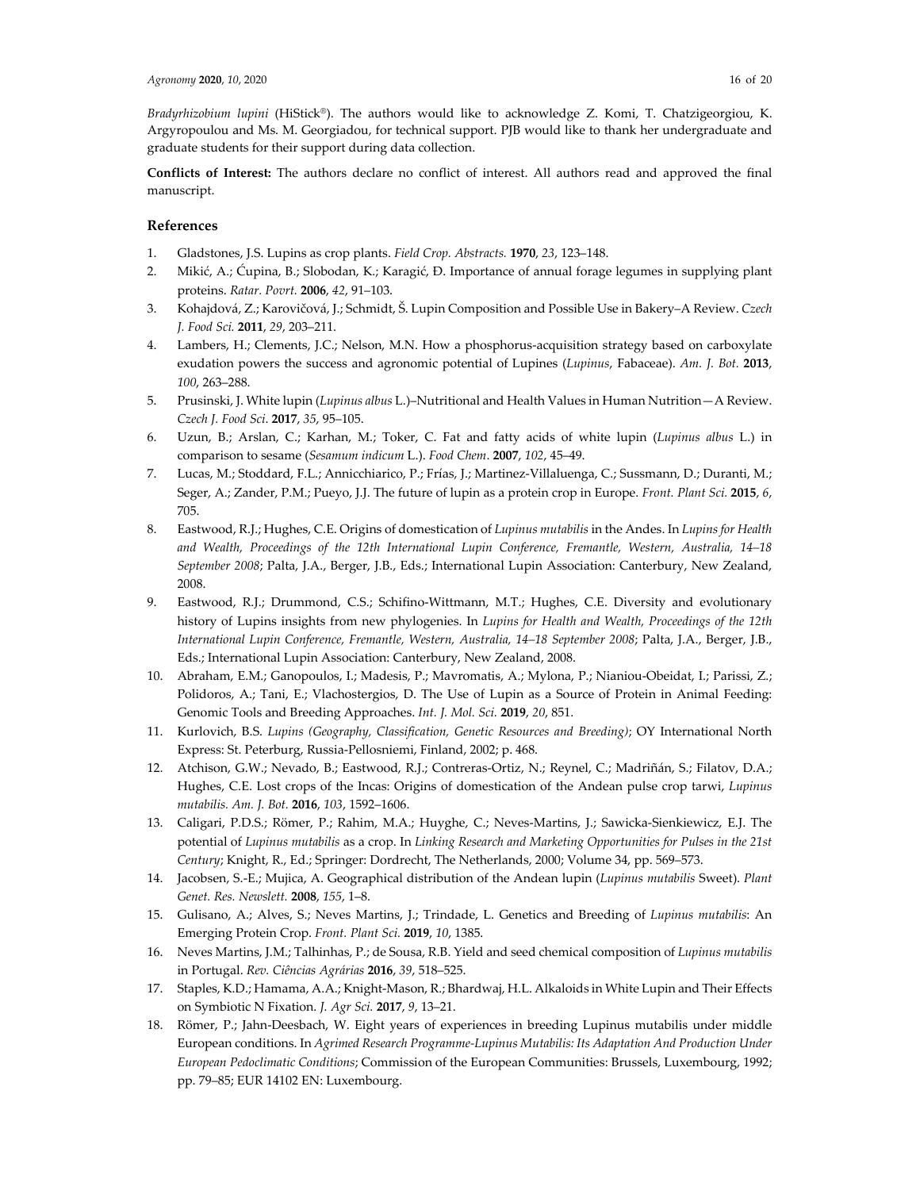*Bradyrhizobium lupini* (HiStick®). The authors would like to acknowledge Z. Komi, T. Chatzigeorgiou, K. Argyropoulou and Ms. M. Georgiadou, for technical support. PJB would like to thank her undergraduate and graduate students for their support during data collection.

**Conflicts of Interest:** The authors declare no conflict of interest. All authors read and approved the final manuscript.

## References

1. Gladstones, J.S. Lupins as crop plants. *Field Crop. Abstracts.* **1970**, *23*, 123–148.
2. Mikić, A.; Ćupina, B.; Slobodan, K.; Karagić, Đ. Importance of annual forage legumes in supplying plant proteins. *Ratar. Povrt.* **2006**, *42*, 91–103.
3. Kohajdová, Z.; Karovičová, J.; Schmidt, Š. Lupin Composition and Possible Use in Bakery–A Review. *Czech J. Food Sci.* **2011**, *29*, 203–211.
4. Lambers, H.; Clements, J.C.; Nelson, M.N. How a phosphorus-acquisition strategy based on carboxylate exudation powers the success and agronomic potential of Lupines (*Lupinus*, Fabaceae). *Am. J. Bot.* **2013**, *100*, 263–288.
5. Prusinski, J. White lupin (*Lupinus albus* L.)–Nutritional and Health Values in Human Nutrition—A Review. *Czech J. Food Sci.* **2017**, *35*, 95–105.
6. Uzun, B.; Arslan, C.; Karhan, M.; Toker, C. Fat and fatty acids of white lupin (*Lupinus albus* L.) in comparison to sesame (*Sesamum indicum* L.). *Food Chem*. **2007**, *102*, 45–49.
7. Lucas, M.; Stoddard, F.L.; Annicchiarico, P.; Frías, J.; Martinez-Villaluenga, C.; Sussmann, D.; Duranti, M.; Seger, A.; Zander, P.M.; Pueyo, J.J. The future of lupin as a protein crop in Europe. *Front. Plant Sci.* **2015**, *6*, 705.
8. Eastwood, R.J.; Hughes, C.E. Origins of domestication of *Lupinus mutabilis* in the Andes. In *Lupins for Health and Wealth, Proceedings of the 12th International Lupin Conference, Fremantle, Western, Australia, 14–18 September 2008*; Palta, J.A., Berger, J.B., Eds.; International Lupin Association: Canterbury, New Zealand, 2008.
9. Eastwood, R.J.; Drummond, C.S.; Schifino-Wittmann, M.T.; Hughes, C.E. Diversity and evolutionary history of Lupins insights from new phylogenies. In *Lupins for Health and Wealth, Proceedings of the 12th International Lupin Conference, Fremantle, Western, Australia, 14–18 September 2008*; Palta, J.A., Berger, J.B., Eds.; International Lupin Association: Canterbury, New Zealand, 2008.
10. Abraham, E.M.; Ganopoulos, I.; Madesis, P.; Mavromatis, A.; Mylona, P.; Nianiou-Obeidat, I.; Parissi, Z.; Polidoros, A.; Tani, E.; Vlachostergios, D. The Use of Lupin as a Source of Protein in Animal Feeding: Genomic Tools and Breeding Approaches. *Int. J. Mol. Sci.* **2019**, *20*, 851.
11. Kurlovich, B.S. *Lupins (Geography, Classification, Genetic Resources and Breeding)*; OY International North Express: St. Peterburg, Russia-Pellosniemi, Finland, 2002; p. 468.
12. Atchison, G.W.; Nevado, B.; Eastwood, R.J.; Contreras-Ortiz, N.; Reynel, C.; Madriñán, S.; Filatov, D.A.; Hughes, C.E. Lost crops of the Incas: Origins of domestication of the Andean pulse crop tarwi, *Lupinus mutabilis. Am. J. Bot.* **2016**, *103*, 1592–1606.
13. Caligari, P.D.S.; Römer, P.; Rahim, M.A.; Huyghe, C.; Neves-Martins, J.; Sawicka-Sienkiewicz, E.J. The potential of *Lupinus mutabilis* as a crop. In *Linking Research and Marketing Opportunities for Pulses in the 21st Century*; Knight, R., Ed.; Springer: Dordrecht, The Netherlands, 2000; Volume 34, pp. 569–573.
14. Jacobsen, S.-E.; Mujica, A. Geographical distribution of the Andean lupin (*Lupinus mutabilis* Sweet). *Plant Genet. Res. Newslett.* **2008**, *155*, 1–8.
15. Gulisano, A.; Alves, S.; Neves Martins, J.; Trindade, L. Genetics and Breeding of *Lupinus mutabilis*: An Emerging Protein Crop. *Front. Plant Sci.* **2019**, *10*, 1385.
16. Neves Martins, J.M.; Talhinhas, P.; de Sousa, R.B. Yield and seed chemical composition of *Lupinus mutabilis* in Portugal. *Rev. Ciências Agrárias* **2016**, *39*, 518–525.
17. Staples, K.D.; Hamama, A.A.; Knight-Mason, R.; Bhardwaj, H.L. Alkaloids in White Lupin and Their Effects on Symbiotic N Fixation. *J. Agr Sci.* **2017**, *9*, 13–21.
18. Römer, P.; Jahn-Deesbach, W. Eight years of experiences in breeding Lupinus mutabilis under middle European conditions. In *Agrimed Research Programme-Lupinus Mutabilis: Its Adaptation And Production Under European Pedoclimatic Conditions*; Commission of the European Communities: Brussels, Luxembourg, 1992; pp. 79–85; EUR 14102 EN: Luxembourg.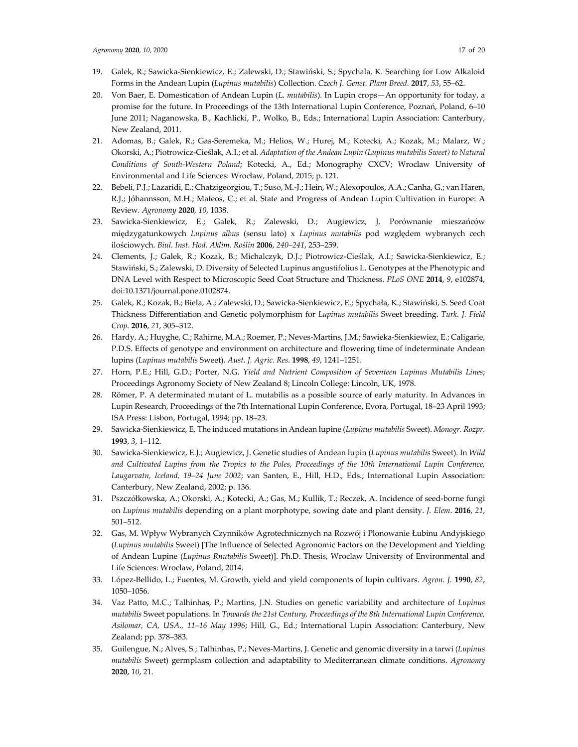19. Galek, R.; Sawicka-Sienkiewicz, E.; Zalewski, D.; Stawiński, S.; Spychala, K. Searching for Low Alkaloid Forms in the Andean Lupin (*Lupinus mutabilis*) Collection. *Czech J. Genet. Plant Breed.* **2017**, *53*, 55–62.
20. Von Baer, E. Domestication of Andean Lupin (*L. mutabilis*). In Lupin crops—An opportunity for today, a promise for the future. In Proceedings of the 13th International Lupin Conference, Poznań, Poland, 6–10 June 2011; Naganowska, B., Kachlicki, P., Wolko, B., Eds.; International Lupin Association: Canterbury, New Zealand, 2011.
21. Adomas, B.; Galek, R.; Gas-Seremeka, M.; Helios, W.; Hurej, M.; Kotecki, A.; Kozak, M.; Malarz, W.; Okorski, A.; Piotrowicz-Cieślak, A.I.; et al. *Adaptation of the Andean Lupin (Lupinus mutabilis Sweet) to Natural Conditions of South-Western Poland*; Kotecki, A., Ed.; Monography CXCV; Wroclaw University of Environmental and Life Sciences: Wrocław, Poland, 2015; p. 121.
22. Bebeli, P.J.; Lazaridi, E.; Chatzigeorgiou, T.; Suso, M.-J.; Hein, W.; Alexopoulos, A.A.; Canha, G.; van Haren, R.J.; Jóhannsson, M.H.; Mateos, C.; et al. State and Progress of Andean Lupin Cultivation in Europe: A Review. *Agronomy* **2020**, *10*, 1038.
23. Sawicka-Sienkiewicz, E.; Galek, R.; Zalewski, D.; Augiewicz, J. Porównanie mieszańców międzygatunkowych *Lupinus albus* (sensu lato) x *Lupinus mutabilis* pod względem wybranych cech ilościowych. *Biul. Inst. Hod. Aklim. Roślin* **2006**, *240–241*, 253–259.
24. Clements, J.; Galek, R.; Kozak, B.; Michalczyk, D.J.; Piotrowicz-Cieślak, A.I.; Sawicka-Sienkiewicz, E.; Stawiński, S.; Zalewski, D. Diversity of Selected Lupinus angustifolius L. Genotypes at the Phenotypic and DNA Level with Respect to Microscopic Seed Coat Structure and Thickness. *PLoS ONE* **2014**, *9*, e102874, doi:10.1371/journal.pone.0102874.
25. Galek, R.; Kozak, B.; Biela, A.; Zalewski, D.; Sawicka-Sienkiewicz, E.; Spychała, K.; Stawiński, S. Seed Coat Thickness Differentiation and Genetic polymorphism for *Lupinus mutabilis* Sweet breeding. *Turk. J. Field Crop.* **2016**, *21*, 305–312.
26. Hardy, A.; Huyghe, C.; Rahirne, M.A.; Roemer, P.; Neves-Martins, J.M.; Sawieka-Sienkiewiez, E.; Caligarie, P.D.S. Effects of genotype and environment on architecture and flowering time of indeterminate Andean lupins (*Lupinus mutabilis* Sweet). *Aust. J. Agric. Res.* **1998**, *49*, 1241–1251.
27. Horn, P.E.; Hill, G.D.; Porter, N.G. *Yield and Nutrient Composition of Seventeen Lupinus Mutabilis Lines*; Proceedings Agronomy Society of New Zealand 8; Lincoln College: Lincoln, UK, 1978.
28. Römer, P. A determinated mutant of L. mutabilis as a possible source of early maturity. In Advances in Lupin Research, Proceedings of the 7th International Lupin Conference, Evora, Portugal, 18–23 April 1993; ISA Press: Lisbon, Portugal, 1994; pp. 18–23.
29. Sawicka-Sienkiewicz, E. The induced mutations in Andean lupine (*Lupinus mutabilis* Sweet). *Monogr. Rozpr.* **1993**, *3*, 1–112.
30. Sawicka-Sienkiewicz, E.J.; Augiewicz, J. Genetic studies of Andean lupin (*Lupinus mutabilis* Sweet). In *Wild and Cultivated Lupins from the Tropics to the Poles, Proceedings of the 10th International Lupin Conference, Laugarvatn, Iceland, 19–24 June 2002*; van Santen, E., Hill, H.D., Eds.; International Lupin Association: Canterbury, New Zealand, 2002; p. 136.
31. Pszczółkowska, A.; Okorski, A.; Kotecki, A.; Gas, M.; Kullik, T.; Reczek, A. Incidence of seed-borne fungi on *Lupinus mutabilis* depending on a plant morphotype, sowing date and plant density. *J. Elem.* **2016**, *21*, 501–512.
32. Gas, M. Wpływ Wybranych Czynników Agrotechnicznych na Rozwój i Plonowanie Łubinu Andyjskiego (*Lupinus mutabilis* Sweet) [The Influence of Selected Agronomic Factors on the Development and Yielding of Andean Lupine (*Lupinus Rnutabilis* Sweet)]. Ph.D. Thesis, Wroclaw University of Environmental and Life Sciences: Wroclaw, Poland, 2014.
33. López-Bellido, L.; Fuentes, M. Growth, yield and yield components of lupin cultivars. *Agron. J.* **1990**, *82*, 1050–1056.
34. Vaz Patto, M.C.; Talhinhas, P.; Martins, J.N. Studies on genetic variability and architecture of *Lupinus mutabilis* Sweet populations. In *Towards the 21st Century, Proceedings of the 8th International Lupin Conference, Asilomar, CA, USA., 11–16 May 1996*; Hill, G., Ed.; International Lupin Association: Canterbury, New Zealand; pp. 378–383.
35. Guilengue, N.; Alves, S.; Talhinhas, P.; Neves-Martins, J. Genetic and genomic diversity in a tarwi (*Lupinus mutabilis* Sweet) germplasm collection and adaptability to Mediterranean climate conditions. *Agronomy* **2020**, *10*, 21.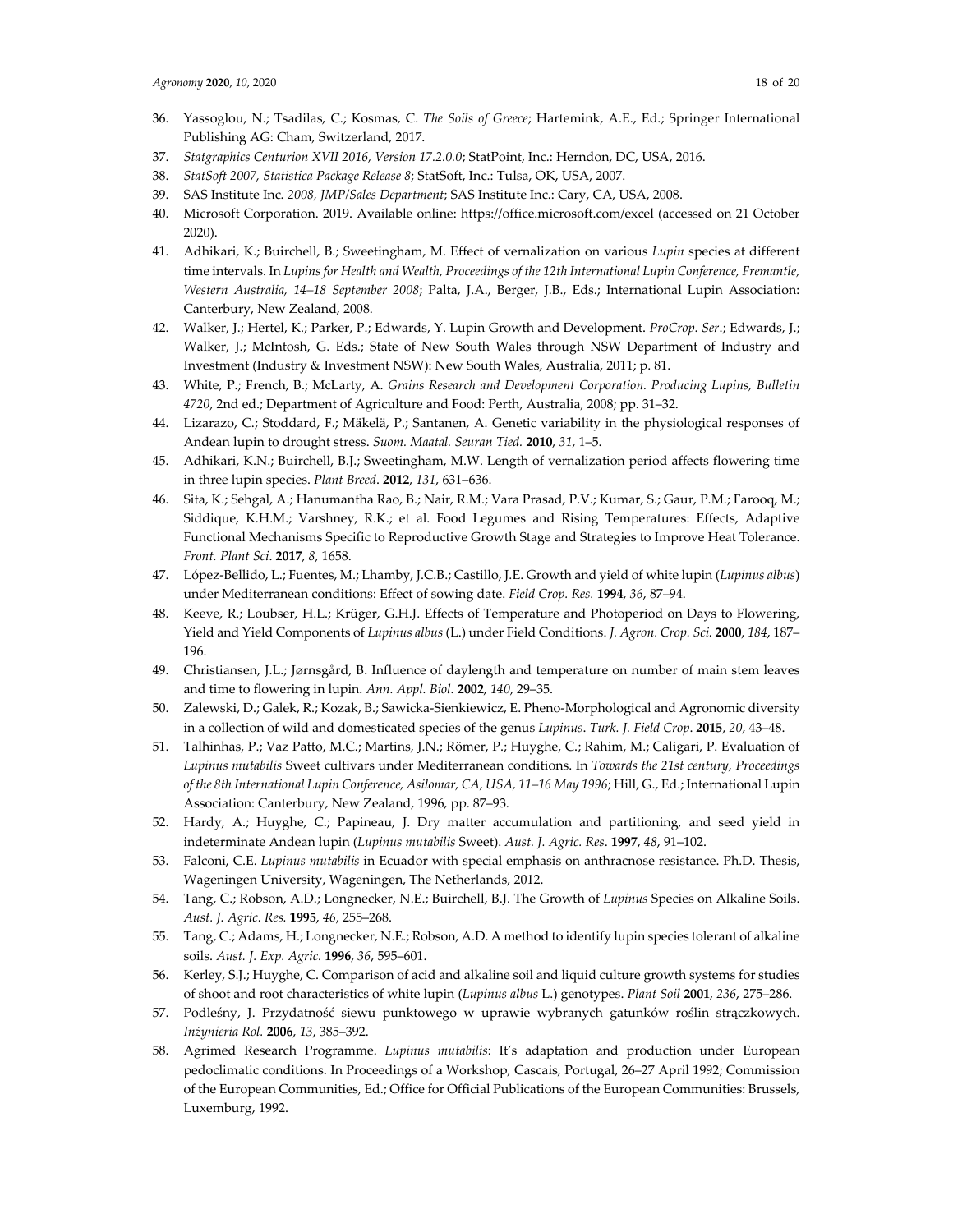36. Yassoglou, N.; Tsadilas, C.; Kosmas, C. *The Soils of Greece*; Hartemink, A.E., Ed.; Springer International Publishing AG: Cham, Switzerland, 2017.
37. *Statgraphics Centurion XVII 2016, Version 17.2.0.0*; StatPoint, Inc.: Herndon, DC, USA, 2016.
38. *StatSoft 2007, Statistica Package Release 8*; StatSoft, Inc.: Tulsa, OK, USA, 2007.
39. SAS Institute Inc*. 2008, JMP/Sales Department*; SAS Institute Inc.: Cary, CA, USA, 2008.
40. Microsoft Corporation. 2019. Available online: https://office.microsoft.com/excel (accessed on 21 October 2020).
41. Adhikari, K.; Buirchell, B.; Sweetingham, M. Effect of vernalization on various *Lupin* species at different time intervals. In *Lupins for Health and Wealth, Proceedings of the 12th International Lupin Conference, Fremantle, Western Australia, 14–18 September 2008*; Palta, J.A., Berger, J.B., Eds.; International Lupin Association: Canterbury, New Zealand, 2008.
42. Walker, J.; Hertel, K.; Parker, P.; Edwards, Y. Lupin Growth and Development. *ProCrop. Ser*.; Edwards, J.; Walker, J.; McIntosh, G. Eds.; State of New South Wales through NSW Department of Industry and Investment (Industry & Investment NSW): New South Wales, Australia, 2011; p. 81.
43. White, P.; French, B.; McLarty, A. *Grains Research and Development Corporation. Producing Lupins, Bulletin 4720*, 2nd ed.; Department of Agriculture and Food: Perth, Australia, 2008; pp. 31–32.
44. Lizarazo, C.; Stoddard, F.; Mäkelä, P.; Santanen, A. Genetic variability in the physiological responses of Andean lupin to drought stress. *Suom. Maatal. Seuran Tied.* **2010**, *31*, 1–5.
45. Adhikari, K.N.; Buirchell, B.J.; Sweetingham, M.W. Length of vernalization period affects flowering time in three lupin species. *Plant Breed*. **2012**, *131*, 631–636.
46. Sita, K.; Sehgal, A.; Hanumantha Rao, B.; Nair, R.M.; Vara Prasad, P.V.; Kumar, S.; Gaur, P.M.; Farooq, M.; Siddique, K.H.M.; Varshney, R.K.; et al. Food Legumes and Rising Temperatures: Effects, Adaptive Functional Mechanisms Specific to Reproductive Growth Stage and Strategies to Improve Heat Tolerance. *Front. Plant Sci*. **2017**, *8*, 1658.
47. López-Bellido, L.; Fuentes, M.; Lhamby, J.C.B.; Castillo, J.E. Growth and yield of white lupin (*Lupinus albus*) under Mediterranean conditions: Effect of sowing date. *Field Crop. Res.* **1994**, *36*, 87–94.
48. Keeve, R.; Loubser, H.L.; Krüger, G.H.J. Effects of Temperature and Photoperiod on Days to Flowering, Yield and Yield Components of *Lupinus albus* (L.) under Field Conditions. *J. Agron. Crop. Sci.* **2000**, *184*, 187–196.
49. Christiansen, J.L.; Jørnsgård, B. Influence of daylength and temperature on number of main stem leaves and time to flowering in lupin. *Ann. Appl. Biol.* **2002**, *140*, 29–35.
50. Zalewski, D.; Galek, R.; Kozak, B.; Sawicka-Sienkiewicz, E. Pheno-Morphological and Agronomic diversity in a collection of wild and domesticated species of the genus *Lupinus*. *Turk. J. Field Crop.* **2015**, *20*, 43–48.
51. Talhinhas, P.; Vaz Patto, M.C.; Martins, J.N.; Römer, P.; Huyghe, C.; Rahim, M.; Caligari, P. Evaluation of *Lupinus mutabilis* Sweet cultivars under Mediterranean conditions. In *Towards the 21st century, Proceedings of the 8th International Lupin Conference, Asilomar, CA, USA, 11–16 May 1996*; Hill, G., Ed.; International Lupin Association: Canterbury, New Zealand, 1996, pp. 87–93.
52. Hardy, A.; Huyghe, C.; Papineau, J. Dry matter accumulation and partitioning, and seed yield in indeterminate Andean lupin (*Lupinus mutabilis* Sweet). *Aust. J. Agric. Res*. **1997**, *48*, 91–102.
53. Falconi, C.E. *Lupinus mutabilis* in Ecuador with special emphasis on anthracnose resistance. Ph.D. Thesis, Wageningen University, Wageningen, The Netherlands, 2012.
54. Tang, C.; Robson, A.D.; Longnecker, N.E.; Buirchell, B.J. The Growth of *Lupinus* Species on Alkaline Soils. *Aust. J. Agric. Res.* **1995**, *46*, 255–268.
55. Tang, C.; Adams, H.; Longnecker, N.E.; Robson, A.D. A method to identify lupin species tolerant of alkaline soils. *Aust. J. Exp. Agric.* **1996**, *36*, 595–601.
56. Kerley, S.J.; Huyghe, C. Comparison of acid and alkaline soil and liquid culture growth systems for studies of shoot and root characteristics of white lupin (*Lupinus albus* L.) genotypes. *Plant Soil* **2001**, *236*, 275–286.
57. Podleśny, J. Przydatność siewu punktowego w uprawie wybranych gatunków roślin strączkowych. *Inżynieria Rol.* **2006**, *13*, 385–392.
58. Agrimed Research Programme. *Lupinus mutabilis*: It's adaptation and production under European pedoclimatic conditions. In Proceedings of a Workshop, Cascais, Portugal, 26–27 April 1992; Commission of the European Communities, Ed.; Office for Official Publications of the European Communities: Brussels, Luxemburg, 1992.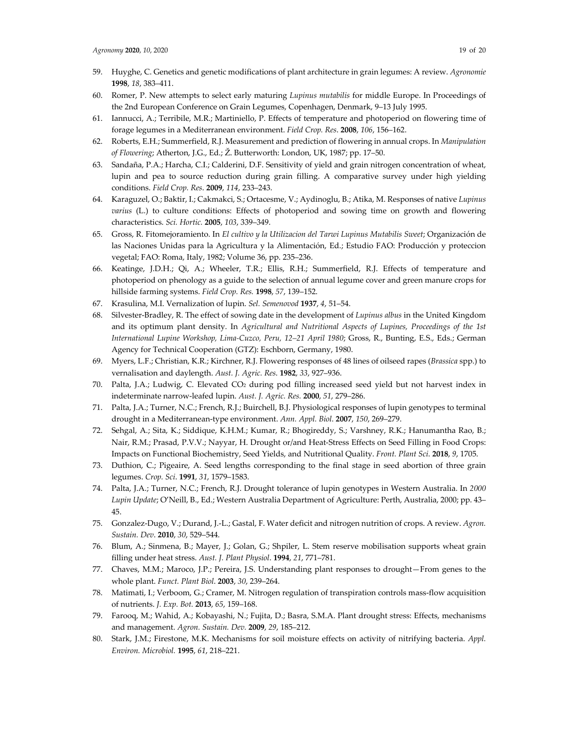59. Huyghe, C. Genetics and genetic modifications of plant architecture in grain legumes: A review. *Agronomie* **1998**, *18*, 383–411.
60. Romer, P. New attempts to select early maturing *Lupinus mutabilis* for middle Europe. In Proceedings of the 2nd European Conference on Grain Legumes, Copenhagen, Denmark, 9–13 July 1995.
61. Iannucci, A.; Terribile, M.R.; Martiniello, P. Effects of temperature and photoperiod on flowering time of forage legumes in a Mediterranean environment. *Field Crop. Res*. **2008**, *106*, 156–162.
62. Roberts, E.H.; Summerfield, R.J. Measurement and prediction of flowering in annual crops. In *Manipulation of Flowering*; Atherton, J.G., Ed.; Ž. Butterworth: London, UK, 1987; pp. 17–50.
63. Sandaña, P.A.; Harcha, C.I.; Calderini, D.F. Sensitivity of yield and grain nitrogen concentration of wheat, lupin and pea to source reduction during grain filling. A comparative survey under high yielding conditions. *Field Crop. Res*. **2009**, *114*, 233–243.
64. Karaguzel, O.; Baktir, I.; Cakmakci, S.; Ortacesme, V.; Aydinoglu, B.; Atika, M. Responses of native *Lupinus varius* (L.) to culture conditions: Effects of photoperiod and sowing time on growth and flowering characteristics. *Sci. Hortic.* **2005**, *103*, 339–349.
65. Gross, R. Fitomejoramiento. In *El cultivo y la Utilizacion del Tarwi Lupinus Mutabilis Sweet*; Organización de las Naciones Unidas para la Agricultura y la Alimentación, Ed.; Estudio FAO: Producción y proteccion vegetal; FAO: Roma, Italy, 1982; Volume 36, pp. 235–236.
66. Keatinge, J.D.H.; Qi, A.; Wheeler, T.R.; Ellis, R.H.; Summerfield, R.J. Effects of temperature and photoperiod on phenology as a guide to the selection of annual legume cover and green manure crops for hillside farming systems. *Field Crop. Res.* **1998**, *57*, 139–152.
67. Krasulina, M.I. Vernalization of lupin. *Sel. Semenovod* **1937**, *4*, 51–54.
68. Silvester-Bradley, R. The effect of sowing date in the development of *Lupinus albus* in the United Kingdom and its optimum plant density. In *Agricultural and Nutritional Aspects of Lupines, Proceedings of the 1st International Lupine Workshop, Lima-Cuzco, Peru, 12–21 April 1980*; Gross, R., Bunting, E.S., Eds.; German Agency for Technical Cooperation (GTZ): Eschborn, Germany, 1980.
69. Myers, L.F.; Christian, K.R.; Kirchner, R.J. Flowering responses of 48 lines of oilseed rapes (*Brassica* spp.) to vernalisation and daylength. *Aust. J. Agric. Res.* **1982**, *33*, 927–936.
70. Palta, J.A.; Ludwig, C. Elevated $CO_2$ during pod filling increased seed yield but not harvest index in indeterminate narrow-leafed lupin. *Aust. J. Agric. Res.* **2000**, *51*, 279–286.
71. Palta, J.A.; Turner, N.C.; French, R.J.; Buirchell, B.J. Physiological responses of lupin genotypes to terminal drought in a Mediterranean-type environment. *Ann. Appl. Biol*. **2007**, *150*, 269–279.
72. Sehgal, A.; Sita, K.; Siddique, K.H.M.; Kumar, R.; Bhogireddy, S.; Varshney, R.K.; Hanumantha Rao, B.; Nair, R.M.; Prasad, P.V.V.; Nayyar, H. Drought or/and Heat-Stress Effects on Seed Filling in Food Crops: Impacts on Functional Biochemistry, Seed Yields, and Nutritional Quality. *Front. Plant Sci*. **2018**, *9*, 1705.
73. Duthion, C.; Pigeaire, A. Seed lengths corresponding to the final stage in seed abortion of three grain legumes. *Crop. Sci*. **1991**, *31*, 1579–1583.
74. Palta, J.A.; Turner, N.C.; French, R.J. Drought tolerance of lupin genotypes in Western Australia. In *2000 Lupin Update*; O'Neill, B., Ed.; Western Australia Department of Agriculture: Perth, Australia, 2000; pp. 43–45.
75. Gonzalez-Dugo, V.; Durand, J.-L.; Gastal, F. Water deficit and nitrogen nutrition of crops. A review. *Agron. Sustain. Dev*. **2010**, *30*, 529–544.
76. Blum, A.; Sinmena, B.; Mayer, J.; Golan, G.; Shpiler, L. Stem reserve mobilisation supports wheat grain filling under heat stress. *Aust. J. Plant Physiol*. **1994**, *21*, 771–781.
77. Chaves, M.M.; Maroco, J.P.; Pereira, J.S. Understanding plant responses to drought—From genes to the whole plant. *Funct. Plant Biol*. **2003**, *30*, 239–264.
78. Matimati, I.; Verboom, G.; Cramer, M. Nitrogen regulation of transpiration controls mass-flow acquisition of nutrients. *J. Exp. Bot.* **2013**, *65*, 159–168.
79. Farooq, M.; Wahid, A.; Kobayashi, N.; Fujita, D.; Basra, S.M.A. Plant drought stress: Effects, mechanisms and management. *Agron. Sustain. Dev.* **2009**, *29*, 185–212.
80. Stark, J.M.; Firestone, M.K. Mechanisms for soil moisture effects on activity of nitrifying bacteria. *Appl. Environ. Microbiol.* **1995**, *61*, 218–221.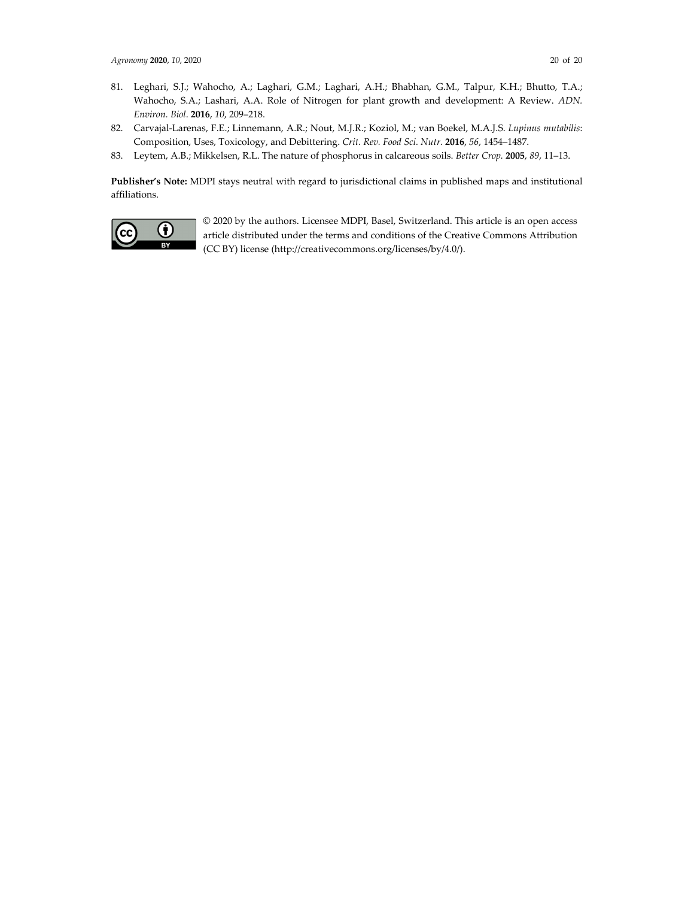81. Leghari, S.J.; Wahocho, A.; Laghari, G.M.; Laghari, A.H.; Bhabhan, G.M., Talpur, K.H.; Bhutto, T.A.; Wahocho, S.A.; Lashari, A.A. Role of Nitrogen for plant growth and development: A Review. *ADN. Environ. Biol*. **2016**, *10*, 209–218.
82. Carvajal-Larenas, F.E.; Linnemann, A.R.; Nout, M.J.R.; Koziol, M.; van Boekel, M.A.J.S. *Lupinus mutabilis*: Composition, Uses, Toxicology, and Debittering. *Crit. Rev. Food Sci. Nutr.* **2016**, *56*, 1454–1487.
83. Leytem, A.B.; Mikkelsen, R.L. The nature of phosphorus in calcareous soils. *Better Crop.* **2005**, *89*, 11–13.

**Publisher's Note:** MDPI stays neutral with regard to jurisdictional claims in published maps and institutional affiliations.

© 2020 by the authors. Licensee MDPI, Basel, Switzerland. This article is an open access article distributed under the terms and conditions of the Creative Commons Attribution (CC BY) license (http://creativecommons.org/licenses/by/4.0/).